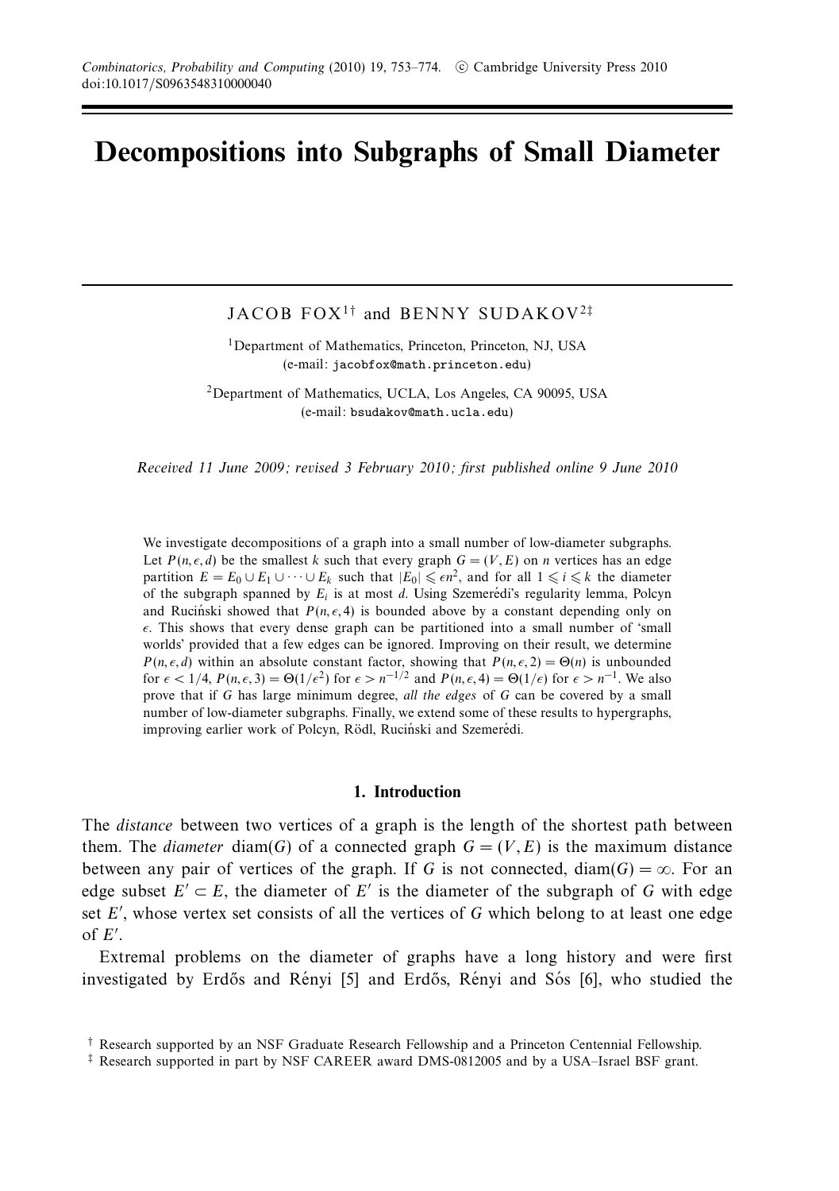# Decompositions into Subgraphs of Small Diameter

JACOB FOX[1†] and BENNY SUDAKOV[2‡]

[1]Department of Mathematics, Princeton, Princeton, NJ, USA
(e-mail: jacobfox@math.princeton.edu)

[2]Department of Mathematics, UCLA, Los Angeles, CA 90095, USA
(e-mail: bsudakov@math.ucla.edu)

*Received 11 June 2009; revised 3 February 2010; first published online 9 June 2010*

We investigate decompositions of a graph into a small number of low-diameter subgraphs. Let $P(n, \epsilon, d)$ be the smallest $k$ such that every graph $G = (V, E)$ on $n$ vertices has an edge partition $E = E_0 \cup E_1 \cup \cdots \cup E_k$ such that $|E_0| \leqslant \epsilon n^2$, and for all $1 \leqslant i \leqslant k$ the diameter of the subgraph spanned by $E_i$ is at most $d$. Using Szemerédi's regularity lemma, Polcyn and Ruciński showed that $P(n, \epsilon, 4)$ is bounded above by a constant depending only on $\epsilon$. This shows that every dense graph can be partitioned into a small number of 'small worlds' provided that a few edges can be ignored. Improving on their result, we determine $P(n, \epsilon, d)$ within an absolute constant factor, showing that $P(n, \epsilon, 2) = \Theta(n)$ is unbounded for $\epsilon < 1/4$, $P(n, \epsilon, 3) = \Theta(1/\epsilon^2)$ for $\epsilon > n^{-1/2}$ and $P(n, \epsilon, 4) = \Theta(1/\epsilon)$ for $\epsilon > n^{-1}$. We also prove that if $G$ has large minimum degree, *all the edges* of $G$ can be covered by a small number of low-diameter subgraphs. Finally, we extend some of these results to hypergraphs, improving earlier work of Polcyn, Rödl, Ruciński and Szemerédi.

## 1. Introduction

The *distance* between two vertices of a graph is the length of the shortest path between them. The *diameter* $\mathrm{diam}(G)$ of a connected graph $G = (V, E)$ is the maximum distance between any pair of vertices of the graph. If $G$ is not connected, $\mathrm{diam}(G) = \infty$. For an edge subset $E' \subset E$, the diameter of $E'$ is the diameter of the subgraph of $G$ with edge set $E'$, whose vertex set consists of all the vertices of $G$ which belong to at least one edge of $E'$.

Extremal problems on the diameter of graphs have a long history and were first investigated by Erdős and Rényi [5] and Erdős, Rényi and Sós [6], who studied the

† Research supported by an NSF Graduate Research Fellowship and a Princeton Centennial Fellowship.

‡ Research supported in part by NSF CAREER award DMS-0812005 and by a USA–Israel BSF grant.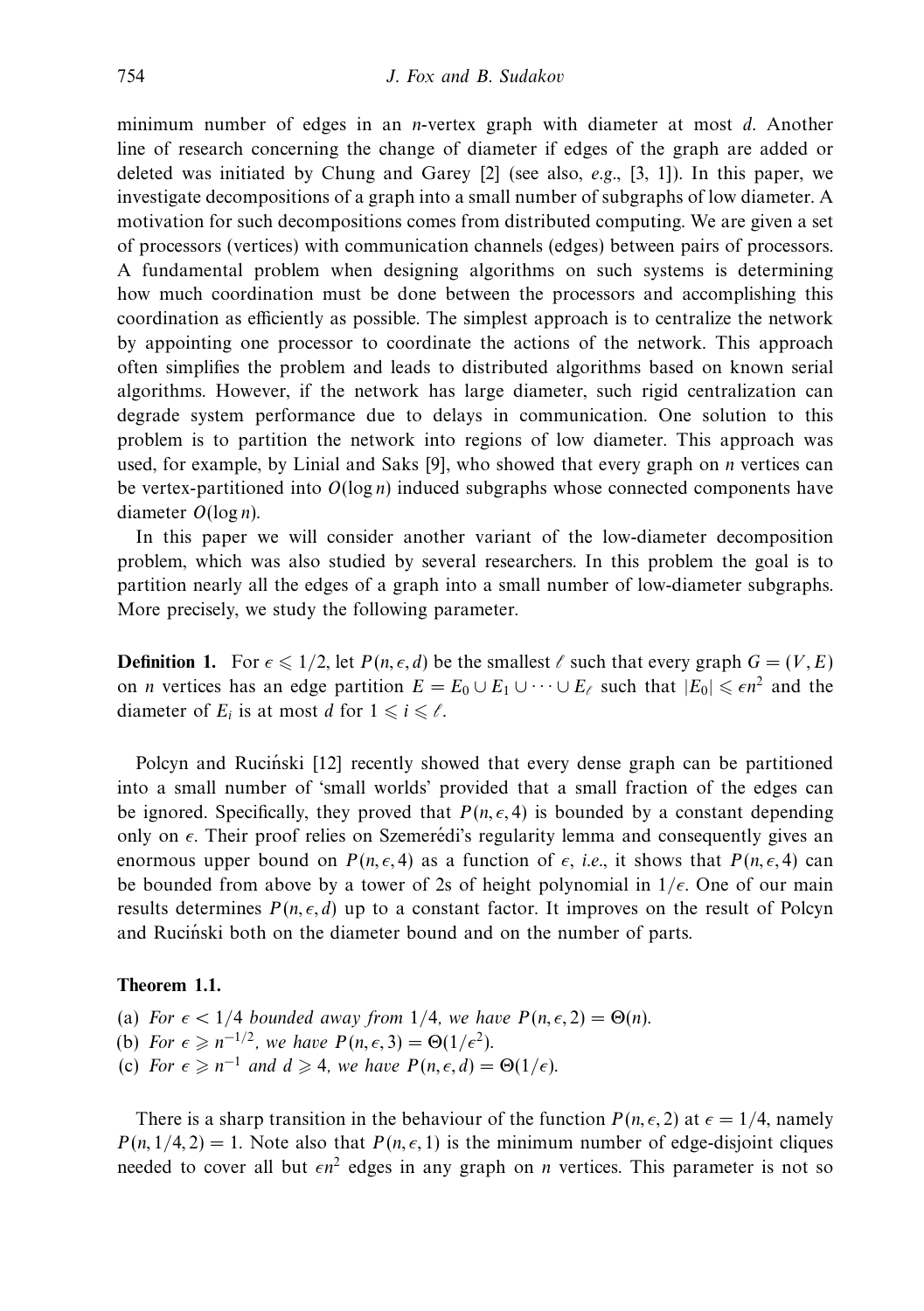minimum number of edges in an $n$-vertex graph with diameter at most $d$. Another line of research concerning the change of diameter if edges of the graph are added or deleted was initiated by Chung and Garey [2] (see also, *e.g.*, [3, 1]). In this paper, we investigate decompositions of a graph into a small number of subgraphs of low diameter. A motivation for such decompositions comes from distributed computing. We are given a set of processors (vertices) with communication channels (edges) between pairs of processors. A fundamental problem when designing algorithms on such systems is determining how much coordination must be done between the processors and accomplishing this coordination as efficiently as possible. The simplest approach is to centralize the network by appointing one processor to coordinate the actions of the network. This approach often simplifies the problem and leads to distributed algorithms based on known serial algorithms. However, if the network has large diameter, such rigid centralization can degrade system performance due to delays in communication. One solution to this problem is to partition the network into regions of low diameter. This approach was used, for example, by Linial and Saks [9], who showed that every graph on $n$ vertices can be vertex-partitioned into $O(\log n)$ induced subgraphs whose connected components have diameter $O(\log n)$.

In this paper we will consider another variant of the low-diameter decomposition problem, which was also studied by several researchers. In this problem the goal is to partition nearly all the edges of a graph into a small number of low-diameter subgraphs. More precisely, we study the following parameter.

**Definition 1.** For $\epsilon \leqslant 1/2$, let $P(n, \epsilon, d)$ be the smallest $\ell$ such that every graph $G = (V, E)$ on $n$ vertices has an edge partition $E = E_0 \cup E_1 \cup \cdots \cup E_\ell$ such that $|E_0| \leqslant \epsilon n^2$ and the diameter of $E_i$ is at most $d$ for $1 \leqslant i \leqslant \ell$.

Polcyn and Ruciński [12] recently showed that every dense graph can be partitioned into a small number of 'small worlds' provided that a small fraction of the edges can be ignored. Specifically, they proved that $P(n, \epsilon, 4)$ is bounded by a constant depending only on $\epsilon$. Their proof relies on Szemerédi's regularity lemma and consequently gives an enormous upper bound on $P(n, \epsilon, 4)$ as a function of $\epsilon$, *i.e.*, it shows that $P(n, \epsilon, 4)$ can be bounded from above by a tower of 2s of height polynomial in $1/\epsilon$. One of our main results determines $P(n, \epsilon, d)$ up to a constant factor. It improves on the result of Polcyn and Ruciński both on the diameter bound and on the number of parts.

**Theorem 1.1.**

(a) *For $\epsilon < 1/4$ bounded away from $1/4$, we have $P(n, \epsilon, 2) = \Theta(n)$.*
(b) *For $\epsilon \geqslant n^{-1/2}$, we have $P(n, \epsilon, 3) = \Theta(1/\epsilon^2)$.*
(c) *For $\epsilon \geqslant n^{-1}$ and $d \geqslant 4$, we have $P(n, \epsilon, d) = \Theta(1/\epsilon)$.*

There is a sharp transition in the behaviour of the function $P(n, \epsilon, 2)$ at $\epsilon = 1/4$, namely $P(n, 1/4, 2) = 1$. Note also that $P(n, \epsilon, 1)$ is the minimum number of edge-disjoint cliques needed to cover all but $\epsilon n^2$ edges in any graph on $n$ vertices. This parameter is not so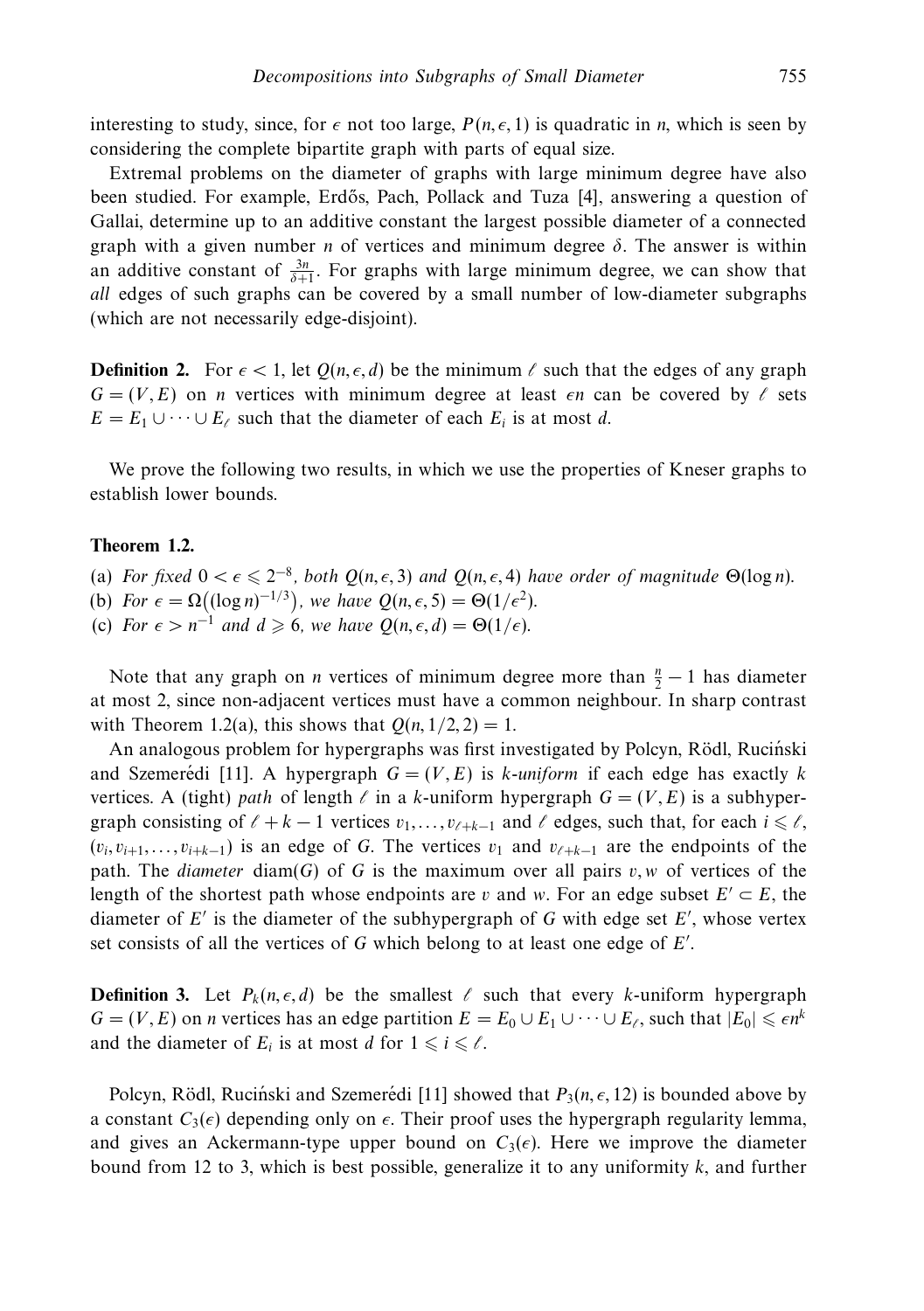interesting to study, since, for $\epsilon$ not too large, $P(n, \epsilon, 1)$ is quadratic in $n$, which is seen by considering the complete bipartite graph with parts of equal size.

Extremal problems on the diameter of graphs with large minimum degree have also been studied. For example, Erdős, Pach, Pollack and Tuza [4], answering a question of Gallai, determine up to an additive constant the largest possible diameter of a connected graph with a given number $n$ of vertices and minimum degree $\delta$. The answer is within an additive constant of $\frac{3n}{\delta+1}$. For graphs with large minimum degree, we can show that *all* edges of such graphs can be covered by a small number of low-diameter subgraphs (which are not necessarily edge-disjoint).

**Definition 2.** For $\epsilon < 1$, let $Q(n, \epsilon, d)$ be the minimum $\ell$ such that the edges of any graph $G = (V, E)$ on $n$ vertices with minimum degree at least $\epsilon n$ can be covered by $\ell$ sets $E = E_1 \cup \cdots \cup E_\ell$ such that the diameter of each $E_i$ is at most $d$.

We prove the following two results, in which we use the properties of Kneser graphs to establish lower bounds.

**Theorem 1.2.**

(a) *For fixed* $0 < \epsilon \leqslant 2^{-8}$*, both* $Q(n, \epsilon, 3)$ *and* $Q(n, \epsilon, 4)$ *have order of magnitude* $\Theta(\log n)$*.*
(b) *For* $\epsilon = \Omega\big((\log n)^{-1/3}\big)$*, we have* $Q(n, \epsilon, 5) = \Theta(1/\epsilon^2)$*.*
(c) *For* $\epsilon > n^{-1}$ *and* $d \geqslant 6$*, we have* $Q(n, \epsilon, d) = \Theta(1/\epsilon)$*.*

Note that any graph on $n$ vertices of minimum degree more than $\frac{n}{2} - 1$ has diameter at most 2, since non-adjacent vertices must have a common neighbour. In sharp contrast with Theorem 1.2(a), this shows that $Q(n, 1/2, 2) = 1$.

An analogous problem for hypergraphs was first investigated by Polcyn, Rödl, Ruciński and Szemerédi [11]. A hypergraph $G = (V, E)$ is $k$*-uniform* if each edge has exactly $k$ vertices. A (tight) *path* of length $\ell$ in a $k$-uniform hypergraph $G = (V, E)$ is a subhypergraph consisting of $\ell + k - 1$ vertices $v_1, \ldots, v_{\ell+k-1}$ and $\ell$ edges, such that, for each $i \leqslant \ell$, $(v_i, v_{i+1}, \ldots, v_{i+k-1})$ is an edge of $G$. The vertices $v_1$ and $v_{\ell+k-1}$ are the endpoints of the path. The *diameter* $\mathrm{diam}(G)$ of $G$ is the maximum over all pairs $v, w$ of vertices of the length of the shortest path whose endpoints are $v$ and $w$. For an edge subset $E' \subset E$, the diameter of $E'$ is the diameter of the subhypergraph of $G$ with edge set $E'$, whose vertex set consists of all the vertices of $G$ which belong to at least one edge of $E'$.

**Definition 3.** Let $P_k(n, \epsilon, d)$ be the smallest $\ell$ such that every $k$-uniform hypergraph $G = (V, E)$ on $n$ vertices has an edge partition $E = E_0 \cup E_1 \cup \cdots \cup E_\ell$, such that $|E_0| \leqslant \epsilon n^k$ and the diameter of $E_i$ is at most $d$ for $1 \leqslant i \leqslant \ell$.

Polcyn, Rödl, Ruciński and Szemerédi [11] showed that $P_3(n, \epsilon, 12)$ is bounded above by a constant $C_3(\epsilon)$ depending only on $\epsilon$. Their proof uses the hypergraph regularity lemma, and gives an Ackermann-type upper bound on $C_3(\epsilon)$. Here we improve the diameter bound from 12 to 3, which is best possible, generalize it to any uniformity $k$, and further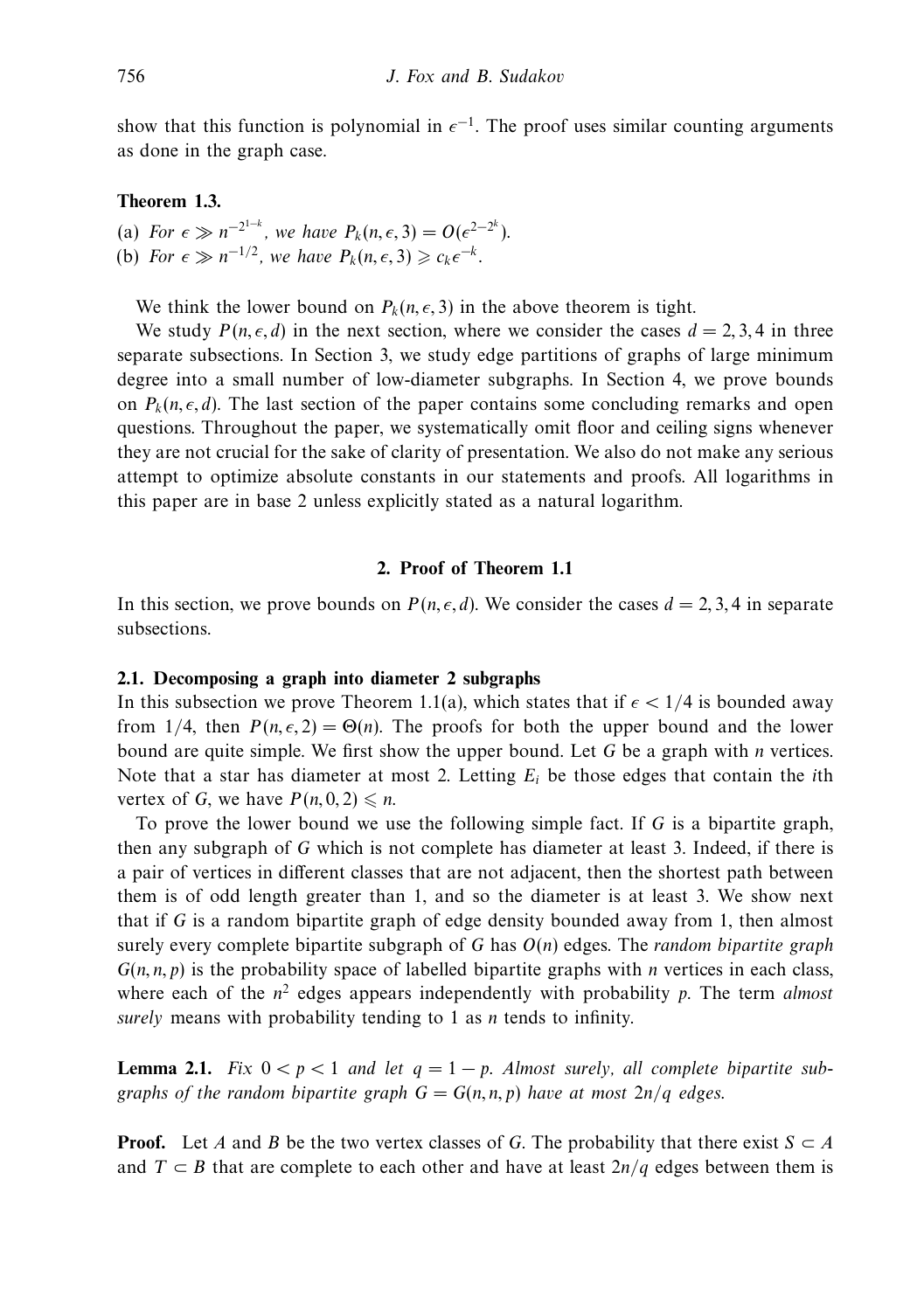show that this function is polynomial in $\epsilon^{-1}$. The proof uses similar counting arguments as done in the graph case.

**Theorem 1.3.**

(a) *For* $\epsilon \gg n^{-2^{1-k}}$, *we have* $P_k(n,\epsilon,3) = O(\epsilon^{2-2^k})$.

(b) *For* $\epsilon \gg n^{-1/2}$, *we have* $P_k(n,\epsilon,3) \geqslant c_k\epsilon^{-k}$.

We think the lower bound on $P_k(n,\epsilon,3)$ in the above theorem is tight.

We study $P(n,\epsilon,d)$ in the next section, where we consider the cases $d = 2, 3, 4$ in three separate subsections. In Section 3, we study edge partitions of graphs of large minimum degree into a small number of low-diameter subgraphs. In Section 4, we prove bounds on $P_k(n,\epsilon,d)$. The last section of the paper contains some concluding remarks and open questions. Throughout the paper, we systematically omit floor and ceiling signs whenever they are not crucial for the sake of clarity of presentation. We also do not make any serious attempt to optimize absolute constants in our statements and proofs. All logarithms in this paper are in base 2 unless explicitly stated as a natural logarithm.

## 2. Proof of Theorem 1.1

In this section, we prove bounds on $P(n,\epsilon,d)$. We consider the cases $d = 2, 3, 4$ in separate subsections.

### 2.1. Decomposing a graph into diameter 2 subgraphs

In this subsection we prove Theorem 1.1(a), which states that if $\epsilon < 1/4$ is bounded away from $1/4$, then $P(n,\epsilon,2) = \Theta(n)$. The proofs for both the upper bound and the lower bound are quite simple. We first show the upper bound. Let $G$ be a graph with $n$ vertices. Note that a star has diameter at most 2. Letting $E_i$ be those edges that contain the $i$th vertex of $G$, we have $P(n,0,2) \leqslant n$.

To prove the lower bound we use the following simple fact. If $G$ is a bipartite graph, then any subgraph of $G$ which is not complete has diameter at least 3. Indeed, if there is a pair of vertices in different classes that are not adjacent, then the shortest path between them is of odd length greater than 1, and so the diameter is at least 3. We show next that if $G$ is a random bipartite graph of edge density bounded away from 1, then almost surely every complete bipartite subgraph of $G$ has $O(n)$ edges. The *random bipartite graph* $G(n,n,p)$ is the probability space of labelled bipartite graphs with $n$ vertices in each class, where each of the $n^2$ edges appears independently with probability $p$. The term *almost surely* means with probability tending to 1 as $n$ tends to infinity.

**Lemma 2.1.** *Fix* $0 < p < 1$ *and let* $q = 1 - p$. *Almost surely, all complete bipartite subgraphs of the random bipartite graph* $G = G(n,n,p)$ *have at most* $2n/q$ *edges.*

**Proof.** Let $A$ and $B$ be the two vertex classes of $G$. The probability that there exist $S \subset A$ and $T \subset B$ that are complete to each other and have at least $2n/q$ edges between them is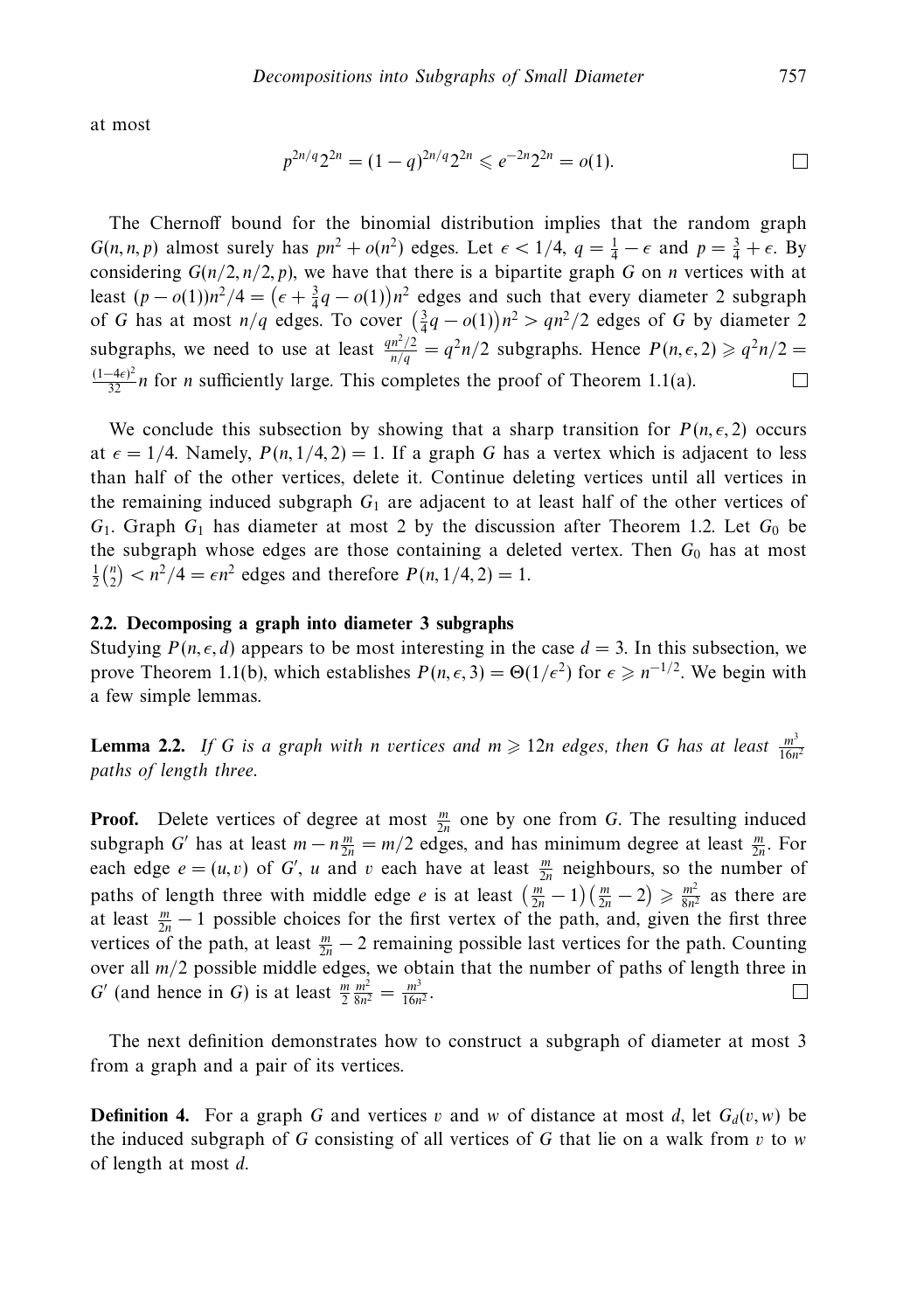at most

$$p^{2n/q}2^{2n} = (1-q)^{2n/q}2^{2n} \leqslant e^{-2n}2^{2n} = o(1). \qquad \square$$

The Chernoff bound for the binomial distribution implies that the random graph $G(n,n,p)$ almost surely has $pn^2 + o(n^2)$ edges. Let $\epsilon < 1/4$, $q = \frac{1}{4} - \epsilon$ and $p = \frac{3}{4} + \epsilon$. By considering $G(n/2, n/2, p)$, we have that there is a bipartite graph $G$ on $n$ vertices with at least $(p - o(1))n^2/4 = \left(\epsilon + \frac{3}{4}q - o(1)\right)n^2$ edges and such that every diameter 2 subgraph of $G$ has at most $n/q$ edges. To cover $\left(\frac{3}{4}q - o(1)\right)n^2 > qn^2/2$ edges of $G$ by diameter 2 subgraphs, we need to use at least $\frac{qn^2/2}{n/q} = q^2n/2$ subgraphs. Hence $P(n,\epsilon,2) \geqslant q^2n/2 = \frac{(1-4\epsilon)^2}{32}n$ for $n$ sufficiently large. This completes the proof of Theorem 1.1(a). $\square$

We conclude this subsection by showing that a sharp transition for $P(n,\epsilon,2)$ occurs at $\epsilon = 1/4$. Namely, $P(n, 1/4, 2) = 1$. If a graph $G$ has a vertex which is adjacent to less than half of the other vertices, delete it. Continue deleting vertices until all vertices in the remaining induced subgraph $G_1$ are adjacent to at least half of the other vertices of $G_1$. Graph $G_1$ has diameter at most 2 by the discussion after Theorem 1.2. Let $G_0$ be the subgraph whose edges are those containing a deleted vertex. Then $G_0$ has at most $\frac{1}{2}\binom{n}{2} < n^2/4 = \epsilon n^2$ edges and therefore $P(n, 1/4, 2) = 1$.

### 2.2. Decomposing a graph into diameter 3 subgraphs

Studying $P(n,\epsilon,d)$ appears to be most interesting in the case $d = 3$. In this subsection, we prove Theorem 1.1(b), which establishes $P(n,\epsilon,3) = \Theta(1/\epsilon^2)$ for $\epsilon \geqslant n^{-1/2}$. We begin with a few simple lemmas.

**Lemma 2.2.** *If $G$ is a graph with $n$ vertices and $m \geqslant 12n$ edges, then $G$ has at least $\frac{m^3}{16n^2}$ paths of length three.*

**Proof.** Delete vertices of degree at most $\frac{m}{2n}$ one by one from $G$. The resulting induced subgraph $G'$ has at least $m - n\frac{m}{2n} = m/2$ edges, and has minimum degree at least $\frac{m}{2n}$. For each edge $e = (u,v)$ of $G'$, $u$ and $v$ each have at least $\frac{m}{2n}$ neighbours, so the number of paths of length three with middle edge $e$ is at least $\left(\frac{m}{2n} - 1\right)\left(\frac{m}{2n} - 2\right) \geqslant \frac{m^2}{8n^2}$ as there are at least $\frac{m}{2n} - 1$ possible choices for the first vertex of the path, and, given the first three vertices of the path, at least $\frac{m}{2n} - 2$ remaining possible last vertices for the path. Counting over all $m/2$ possible middle edges, we obtain that the number of paths of length three in $G'$ (and hence in $G$) is at least $\frac{m}{2}\frac{m^2}{8n^2} = \frac{m^3}{16n^2}$. $\square$

The next definition demonstrates how to construct a subgraph of diameter at most 3 from a graph and a pair of its vertices.

**Definition 4.** For a graph $G$ and vertices $v$ and $w$ of distance at most $d$, let $G_d(v,w)$ be the induced subgraph of $G$ consisting of all vertices of $G$ that lie on a walk from $v$ to $w$ of length at most $d$.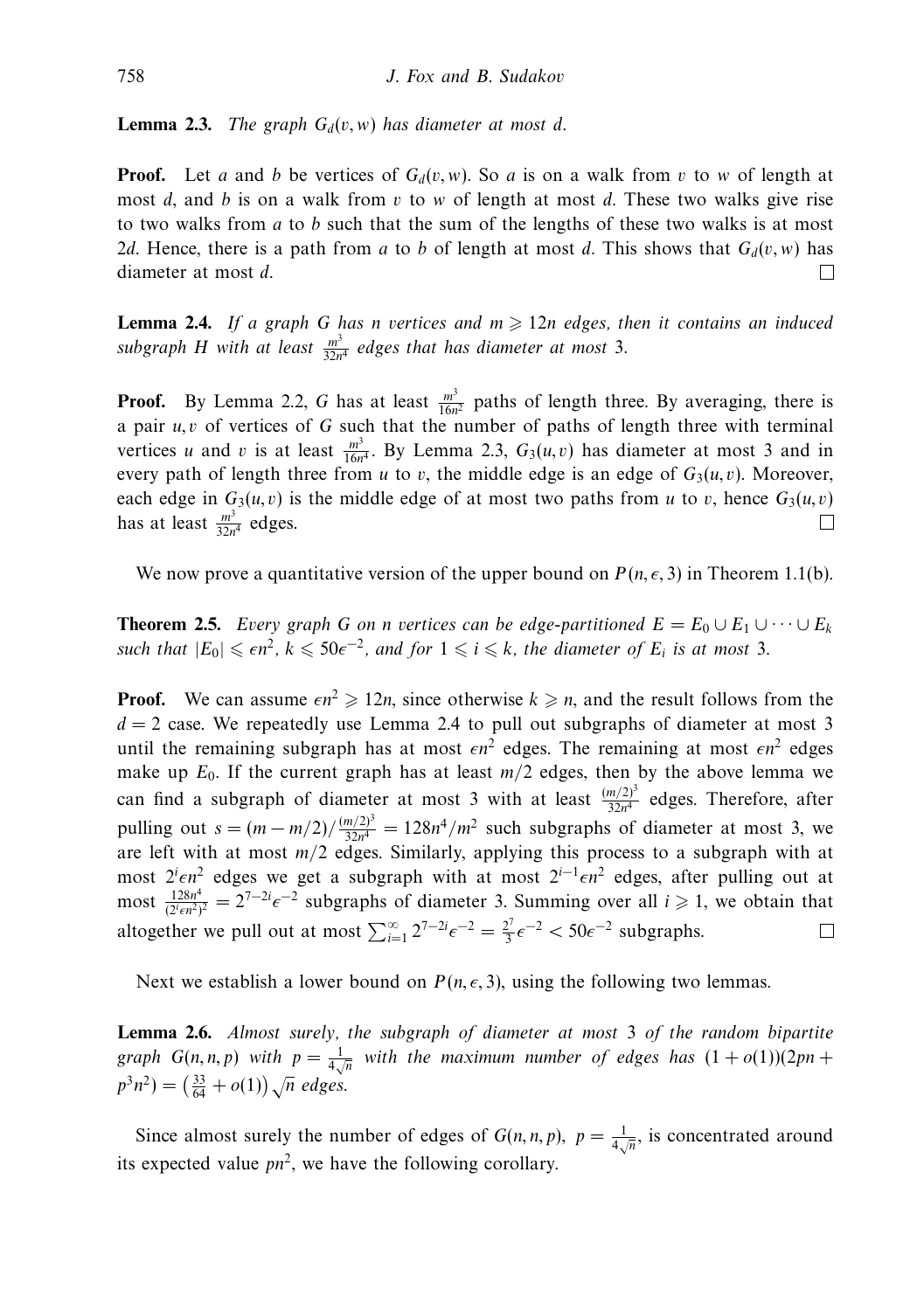**Lemma 2.3.** *The graph $G_d(v,w)$ has diameter at most $d$.*

**Proof.** Let $a$ and $b$ be vertices of $G_d(v,w)$. So $a$ is on a walk from $v$ to $w$ of length at most $d$, and $b$ is on a walk from $v$ to $w$ of length at most $d$. These two walks give rise to two walks from $a$ to $b$ such that the sum of the lengths of these two walks is at most $2d$. Hence, there is a path from $a$ to $b$ of length at most $d$. This shows that $G_d(v,w)$ has diameter at most $d$. □

**Lemma 2.4.** *If a graph $G$ has $n$ vertices and $m \geqslant 12n$ edges, then it contains an induced subgraph $H$ with at least $\frac{m^3}{32n^4}$ edges that has diameter at most 3.*

**Proof.** By Lemma 2.2, $G$ has at least $\frac{m^3}{16n^2}$ paths of length three. By averaging, there is a pair $u, v$ of vertices of $G$ such that the number of paths of length three with terminal vertices $u$ and $v$ is at least $\frac{m^3}{16n^4}$. By Lemma 2.3, $G_3(u,v)$ has diameter at most 3 and in every path of length three from $u$ to $v$, the middle edge is an edge of $G_3(u,v)$. Moreover, each edge in $G_3(u,v)$ is the middle edge of at most two paths from $u$ to $v$, hence $G_3(u,v)$ has at least $\frac{m^3}{32n^4}$ edges. □

We now prove a quantitative version of the upper bound on $P(n,\epsilon,3)$ in Theorem 1.1(b).

**Theorem 2.5.** *Every graph $G$ on $n$ vertices can be edge-partitioned $E = E_0 \cup E_1 \cup \cdots \cup E_k$ such that $|E_0| \leqslant \epsilon n^2$, $k \leqslant 50\epsilon^{-2}$, and for $1 \leqslant i \leqslant k$, the diameter of $E_i$ is at most 3.*

**Proof.** We can assume $\epsilon n^2 \geqslant 12n$, since otherwise $k \geqslant n$, and the result follows from the $d = 2$ case. We repeatedly use Lemma 2.4 to pull out subgraphs of diameter at most 3 until the remaining subgraph has at most $\epsilon n^2$ edges. The remaining at most $\epsilon n^2$ edges make up $E_0$. If the current graph has at least $m/2$ edges, then by the above lemma we can find a subgraph of diameter at most 3 with at least $\frac{(m/2)^3}{32n^4}$ edges. Therefore, after pulling out $s = (m - m/2)/\frac{(m/2)^3}{32n^4} = 128n^4/m^2$ such subgraphs of diameter at most 3, we are left with at most $m/2$ edges. Similarly, applying this process to a subgraph with at most $2^i\epsilon n^2$ edges we get a subgraph with at most $2^{i-1}\epsilon n^2$ edges, after pulling out at most $\frac{128n^4}{(2^i\epsilon n^2)^2} = 2^{7-2i}\epsilon^{-2}$ subgraphs of diameter 3. Summing over all $i \geqslant 1$, we obtain that altogether we pull out at most $\sum_{i=1}^{\infty} 2^{7-2i}\epsilon^{-2} = \frac{2^7}{3}\epsilon^{-2} < 50\epsilon^{-2}$ subgraphs. □

Next we establish a lower bound on $P(n,\epsilon,3)$, using the following two lemmas.

**Lemma 2.6.** *Almost surely, the subgraph of diameter at most 3 of the random bipartite graph $G(n,n,p)$ with $p = \frac{1}{4\sqrt{n}}$ with the maximum number of edges has $(1+o(1))(2pn + p^3n^2) = \left(\frac{33}{64} + o(1)\right)\sqrt{n}$ edges.*

Since almost surely the number of edges of $G(n,n,p)$, $p = \frac{1}{4\sqrt{n}}$, is concentrated around its expected value $pn^2$, we have the following corollary.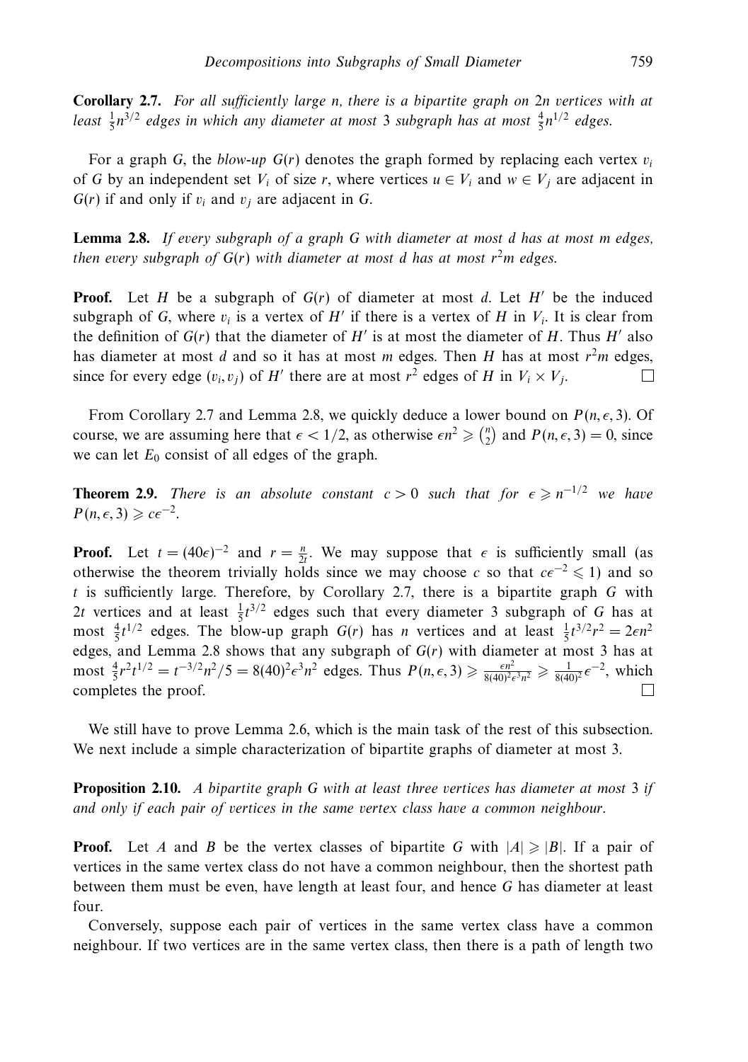**Corollary 2.7.** *For all sufficiently large $n$, there is a bipartite graph on $2n$ vertices with at least $\frac{1}{5}n^{3/2}$ edges in which any diameter at most 3 subgraph has at most $\frac{4}{5}n^{1/2}$ edges.*

For a graph $G$, the *blow-up* $G(r)$ denotes the graph formed by replacing each vertex $v_i$ of $G$ by an independent set $V_i$ of size $r$, where vertices $u \in V_i$ and $w \in V_j$ are adjacent in $G(r)$ if and only if $v_i$ and $v_j$ are adjacent in $G$.

**Lemma 2.8.** *If every subgraph of a graph $G$ with diameter at most $d$ has at most $m$ edges, then every subgraph of $G(r)$ with diameter at most $d$ has at most $r^2m$ edges.*

**Proof.** Let $H$ be a subgraph of $G(r)$ of diameter at most $d$. Let $H'$ be the induced subgraph of $G$, where $v_i$ is a vertex of $H'$ if there is a vertex of $H$ in $V_i$. It is clear from the definition of $G(r)$ that the diameter of $H'$ is at most the diameter of $H$. Thus $H'$ also has diameter at most $d$ and so it has at most $m$ edges. Then $H$ has at most $r^2m$ edges, since for every edge $(v_i, v_j)$ of $H'$ there are at most $r^2$ edges of $H$ in $V_i \times V_j$. $\square$

From Corollary 2.7 and Lemma 2.8, we quickly deduce a lower bound on $P(n, \epsilon, 3)$. Of course, we are assuming here that $\epsilon < 1/2$, as otherwise $\epsilon n^2 \geqslant \binom{n}{2}$ and $P(n, \epsilon, 3) = 0$, since we can let $E_0$ consist of all edges of the graph.

**Theorem 2.9.** *There is an absolute constant $c > 0$ such that for $\epsilon \geqslant n^{-1/2}$ we have $P(n, \epsilon, 3) \geqslant c\epsilon^{-2}$.*

**Proof.** Let $t = (40\epsilon)^{-2}$ and $r = \frac{n}{2t}$. We may suppose that $\epsilon$ is sufficiently small (as otherwise the theorem trivially holds since we may choose $c$ so that $c\epsilon^{-2} \leqslant 1$) and so $t$ is sufficiently large. Therefore, by Corollary 2.7, there is a bipartite graph $G$ with $2t$ vertices and at least $\frac{1}{5}t^{3/2}$ edges such that every diameter 3 subgraph of $G$ has at most $\frac{4}{5}t^{1/2}$ edges. The blow-up graph $G(r)$ has $n$ vertices and at least $\frac{1}{5}t^{3/2}r^2 = 2\epsilon n^2$ edges, and Lemma 2.8 shows that any subgraph of $G(r)$ with diameter at most 3 has at most $\frac{4}{5}r^2t^{1/2} = t^{-3/2}n^2/5 = 8(40)^2\epsilon^3 n^2$ edges. Thus $P(n, \epsilon, 3) \geqslant \frac{\epsilon n^2}{8(40)^2\epsilon^3 n^2} \geqslant \frac{1}{8(40)^2}\epsilon^{-2}$, which completes the proof. $\square$

We still have to prove Lemma 2.6, which is the main task of the rest of this subsection. We next include a simple characterization of bipartite graphs of diameter at most 3.

**Proposition 2.10.** *A bipartite graph $G$ with at least three vertices has diameter at most 3 if and only if each pair of vertices in the same vertex class have a common neighbour.*

**Proof.** Let $A$ and $B$ be the vertex classes of bipartite $G$ with $|A| \geqslant |B|$. If a pair of vertices in the same vertex class do not have a common neighbour, then the shortest path between them must be even, have length at least four, and hence $G$ has diameter at least four.

Conversely, suppose each pair of vertices in the same vertex class have a common neighbour. If two vertices are in the same vertex class, then there is a path of length two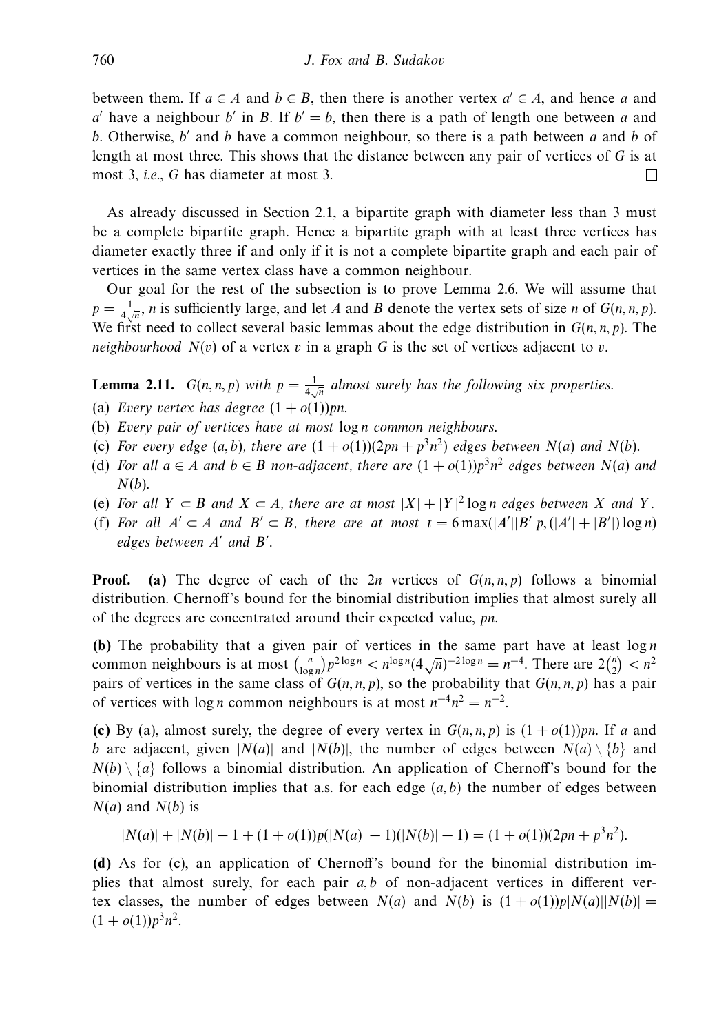between them. If $a \in A$ and $b \in B$, then there is another vertex $a' \in A$, and hence $a$ and $a'$ have a neighbour $b'$ in $B$. If $b' = b$, then there is a path of length one between $a$ and $b$. Otherwise, $b'$ and $b$ have a common neighbour, so there is a path between $a$ and $b$ of length at most three. This shows that the distance between any pair of vertices of $G$ is at most 3, *i.e.*, $G$ has diameter at most 3. $\square$

As already discussed in Section 2.1, a bipartite graph with diameter less than 3 must be a complete bipartite graph. Hence a bipartite graph with at least three vertices has diameter exactly three if and only if it is not a complete bipartite graph and each pair of vertices in the same vertex class have a common neighbour.

Our goal for the rest of the subsection is to prove Lemma 2.6. We will assume that $p = \frac{1}{4\sqrt{n}}$, $n$ is sufficiently large, and let $A$ and $B$ denote the vertex sets of size $n$ of $G(n, n, p)$. We first need to collect several basic lemmas about the edge distribution in $G(n, n, p)$. The *neighbourhood* $N(v)$ of a vertex $v$ in a graph $G$ is the set of vertices adjacent to $v$.

**Lemma 2.11.** *$G(n, n, p)$ with $p = \frac{1}{4\sqrt{n}}$ almost surely has the following six properties.*

(a) *Every vertex has degree $(1 + o(1))pn$.*

(b) *Every pair of vertices have at most $\log n$ common neighbours.*

(c) *For every edge $(a, b)$, there are $(1 + o(1))(2pn + p^3n^2)$ edges between $N(a)$ and $N(b)$.*

(d) *For all $a \in A$ and $b \in B$ non-adjacent, there are $(1 + o(1))p^3n^2$ edges between $N(a)$ and $N(b)$.*

(e) *For all $Y \subset B$ and $X \subset A$, there are at most $|X| + |Y|^2 \log n$ edges between $X$ and $Y$.*

(f) *For all $A' \subset A$ and $B' \subset B$, there are at most $t = 6 \max(|A'||B'|p, (|A'| + |B'|) \log n)$ edges between $A'$ and $B'$.*

**Proof. (a)** The degree of each of the $2n$ vertices of $G(n, n, p)$ follows a binomial distribution. Chernoff's bound for the binomial distribution implies that almost surely all of the degrees are concentrated around their expected value, $pn$.

**(b)** The probability that a given pair of vertices in the same part have at least $\log n$ common neighbours is at most $\binom{n}{\log n} p^{2 \log n} < n^{\log n} (4\sqrt{n})^{-2 \log n} = n^{-4}$. There are $2\binom{n}{2} < n^2$ pairs of vertices in the same class of $G(n, n, p)$, so the probability that $G(n, n, p)$ has a pair of vertices with $\log n$ common neighbours is at most $n^{-4} n^2 = n^{-2}$.

**(c)** By (a), almost surely, the degree of every vertex in $G(n, n, p)$ is $(1 + o(1))pn$. If $a$ and $b$ are adjacent, given $|N(a)|$ and $|N(b)|$, the number of edges between $N(a) \setminus \{b\}$ and $N(b) \setminus \{a\}$ follows a binomial distribution. An application of Chernoff's bound for the binomial distribution implies that a.s. for each edge $(a, b)$ the number of edges between $N(a)$ and $N(b)$ is

$$|N(a)| + |N(b)| - 1 + (1 + o(1))p(|N(a)| - 1)(|N(b)| - 1) = (1 + o(1))(2pn + p^3n^2).$$

**(d)** As for (c), an application of Chernoff's bound for the binomial distribution implies that almost surely, for each pair $a, b$ of non-adjacent vertices in different vertex classes, the number of edges between $N(a)$ and $N(b)$ is $(1 + o(1))p|N(a)||N(b)| = (1 + o(1))p^3n^2$.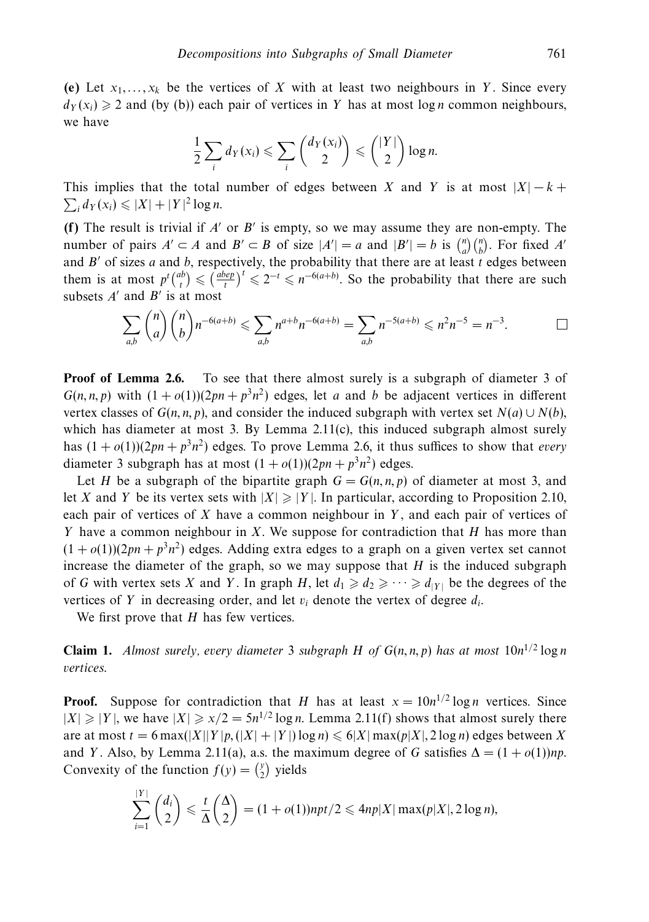**(e)** Let $x_1, \ldots, x_k$ be the vertices of $X$ with at least two neighbours in $Y$. Since every $d_Y(x_i) \geqslant 2$ and (by (b)) each pair of vertices in $Y$ has at most $\log n$ common neighbours, we have

$$\frac{1}{2}\sum_i d_Y(x_i) \leqslant \sum_i \binom{d_Y(x_i)}{2} \leqslant \binom{|Y|}{2} \log n.$$

This implies that the total number of edges between $X$ and $Y$ is at most $|X| - k + \sum_i d_Y(x_i) \leqslant |X| + |Y|^2 \log n$.

**(f)** The result is trivial if $A'$ or $B'$ is empty, so we may assume they are non-empty. The number of pairs $A' \subset A$ and $B' \subset B$ of size $|A'| = a$ and $|B'| = b$ is $\binom{n}{a}\binom{n}{b}$. For fixed $A'$ and $B'$ of sizes $a$ and $b$, respectively, the probability that there are at least $t$ edges between them is at most $p^t\binom{ab}{t} \leqslant \left(\frac{abep}{t}\right)^t \leqslant 2^{-t} \leqslant n^{-6(a+b)}$. So the probability that there are such subsets $A'$ and $B'$ is at most

$$\sum_{a,b} \binom{n}{a}\binom{n}{b} n^{-6(a+b)} \leqslant \sum_{a,b} n^{a+b} n^{-6(a+b)} = \sum_{a,b} n^{-5(a+b)} \leqslant n^2 n^{-5} = n^{-3}. \qquad \square$$

**Proof of Lemma 2.6.** To see that there almost surely is a subgraph of diameter 3 of $G(n,n,p)$ with $(1+o(1))(2pn + p^3n^2)$ edges, let $a$ and $b$ be adjacent vertices in different vertex classes of $G(n,n,p)$, and consider the induced subgraph with vertex set $N(a) \cup N(b)$, which has diameter at most 3. By Lemma 2.11(c), this induced subgraph almost surely has $(1+o(1))(2pn + p^3n^2)$ edges. To prove Lemma 2.6, it thus suffices to show that *every* diameter 3 subgraph has at most $(1+o(1))(2pn + p^3n^2)$ edges.

Let $H$ be a subgraph of the bipartite graph $G = G(n,n,p)$ of diameter at most 3, and let $X$ and $Y$ be its vertex sets with $|X| \geqslant |Y|$. In particular, according to Proposition 2.10, each pair of vertices of $X$ have a common neighbour in $Y$, and each pair of vertices of $Y$ have a common neighbour in $X$. We suppose for contradiction that $H$ has more than $(1+o(1))(2pn + p^3n^2)$ edges. Adding extra edges to a graph on a given vertex set cannot increase the diameter of the graph, so we may suppose that $H$ is the induced subgraph of $G$ with vertex sets $X$ and $Y$. In graph $H$, let $d_1 \geqslant d_2 \geqslant \cdots \geqslant d_{|Y|}$ be the degrees of the vertices of $Y$ in decreasing order, and let $v_i$ denote the vertex of degree $d_i$.

We first prove that $H$ has few vertices.

**Claim 1.** *Almost surely, every diameter* 3 *subgraph $H$ of $G(n,n,p)$ has at most $10n^{1/2}\log n$ vertices.*

**Proof.** Suppose for contradiction that $H$ has at least $x = 10n^{1/2}\log n$ vertices. Since $|X| \geqslant |Y|$, we have $|X| \geqslant x/2 = 5n^{1/2}\log n$. Lemma 2.11(f) shows that almost surely there are at most $t = 6\max(|X||Y|p, (|X|+|Y|)\log n) \leqslant 6|X|\max(p|X|, 2\log n)$ edges between $X$ and $Y$. Also, by Lemma 2.11(a), a.s. the maximum degree of $G$ satisfies $\Delta = (1+o(1))np$. Convexity of the function $f(y) = \binom{y}{2}$ yields

$$\sum_{i=1}^{|Y|} \binom{d_i}{2} \leqslant \frac{t}{\Delta}\binom{\Delta}{2} = (1+o(1))npt/2 \leqslant 4np|X|\max(p|X|, 2\log n),$$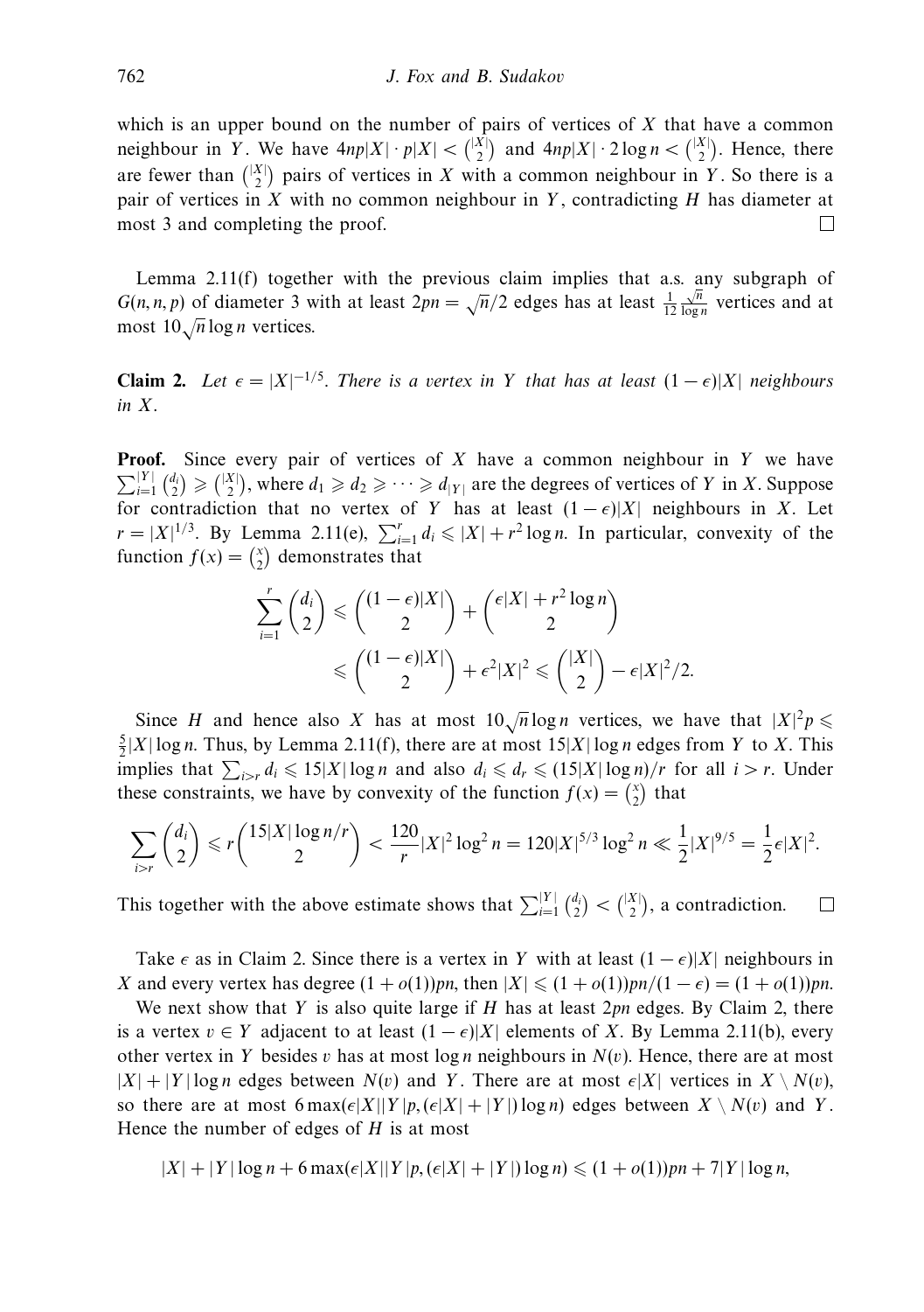which is an upper bound on the number of pairs of vertices of $X$ that have a common neighbour in $Y$. We have $4np|X| \cdot p|X| < \binom{|X|}{2}$ and $4np|X| \cdot 2\log n < \binom{|X|}{2}$. Hence, there are fewer than $\binom{|X|}{2}$ pairs of vertices in $X$ with a common neighbour in $Y$. So there is a pair of vertices in $X$ with no common neighbour in $Y$, contradicting $H$ has diameter at most 3 and completing the proof. □

Lemma 2.11(f) together with the previous claim implies that a.s. any subgraph of $G(n, n, p)$ of diameter 3 with at least $2pn = \sqrt{n}/2$ edges has at least $\frac{1}{12}\frac{\sqrt{n}}{\log n}$ vertices and at most $10\sqrt{n}\log n$ vertices.

**Claim 2.** *Let $\epsilon = |X|^{-1/5}$. There is a vertex in $Y$ that has at least $(1-\epsilon)|X|$ neighbours in $X$.*

**Proof.** Since every pair of vertices of $X$ have a common neighbour in $Y$ we have $\sum_{i=1}^{|Y|}\binom{d_i}{2} \geqslant \binom{|X|}{2}$, where $d_1 \geqslant d_2 \geqslant \cdots \geqslant d_{|Y|}$ are the degrees of vertices of $Y$ in $X$. Suppose for contradiction that no vertex of $Y$ has at least $(1-\epsilon)|X|$ neighbours in $X$. Let $r = |X|^{1/3}$. By Lemma 2.11(e), $\sum_{i=1}^{r} d_i \leqslant |X| + r^2\log n$. In particular, convexity of the function $f(x) = \binom{x}{2}$ demonstrates that

$$\sum_{i=1}^{r}\binom{d_i}{2} \leqslant \binom{(1-\epsilon)|X|}{2} + \binom{\epsilon|X| + r^2\log n}{2}$$
$$\leqslant \binom{(1-\epsilon)|X|}{2} + \epsilon^2|X|^2 \leqslant \binom{|X|}{2} - \epsilon|X|^2/2.$$

Since $H$ and hence also $X$ has at most $10\sqrt{n}\log n$ vertices, we have that $|X|^2 p \leqslant \frac{5}{2}|X|\log n$. Thus, by Lemma 2.11(f), there are at most $15|X|\log n$ edges from $Y$ to $X$. This implies that $\sum_{i>r} d_i \leqslant 15|X|\log n$ and also $d_i \leqslant d_r \leqslant (15|X|\log n)/r$ for all $i > r$. Under these constraints, we have by convexity of the function $f(x) = \binom{x}{2}$ that

$$\sum_{i>r}\binom{d_i}{2} \leqslant r\binom{15|X|\log n/r}{2} < \frac{120}{r}|X|^2\log^2 n = 120|X|^{5/3}\log^2 n \ll \frac{1}{2}|X|^{9/5} = \frac{1}{2}\epsilon|X|^2.$$

This together with the above estimate shows that $\sum_{i=1}^{|Y|}\binom{d_i}{2} < \binom{|X|}{2}$, a contradiction. □

Take $\epsilon$ as in Claim 2. Since there is a vertex in $Y$ with at least $(1-\epsilon)|X|$ neighbours in $X$ and every vertex has degree $(1+o(1))pn$, then $|X| \leqslant (1+o(1))pn/(1-\epsilon) = (1+o(1))pn$.

We next show that $Y$ is also quite large if $H$ has at least $2pn$ edges. By Claim 2, there is a vertex $v \in Y$ adjacent to at least $(1-\epsilon)|X|$ elements of $X$. By Lemma 2.11(b), every other vertex in $Y$ besides $v$ has at most $\log n$ neighbours in $N(v)$. Hence, there are at most $|X| + |Y|\log n$ edges between $N(v)$ and $Y$. There are at most $\epsilon|X|$ vertices in $X \setminus N(v)$, so there are at most $6\max(\epsilon|X||Y|p, (\epsilon|X| + |Y|)\log n)$ edges between $X \setminus N(v)$ and $Y$. Hence the number of edges of $H$ is at most

$$|X| + |Y|\log n + 6\max(\epsilon|X||Y|p, (\epsilon|X| + |Y|)\log n) \leqslant (1+o(1))pn + 7|Y|\log n,$$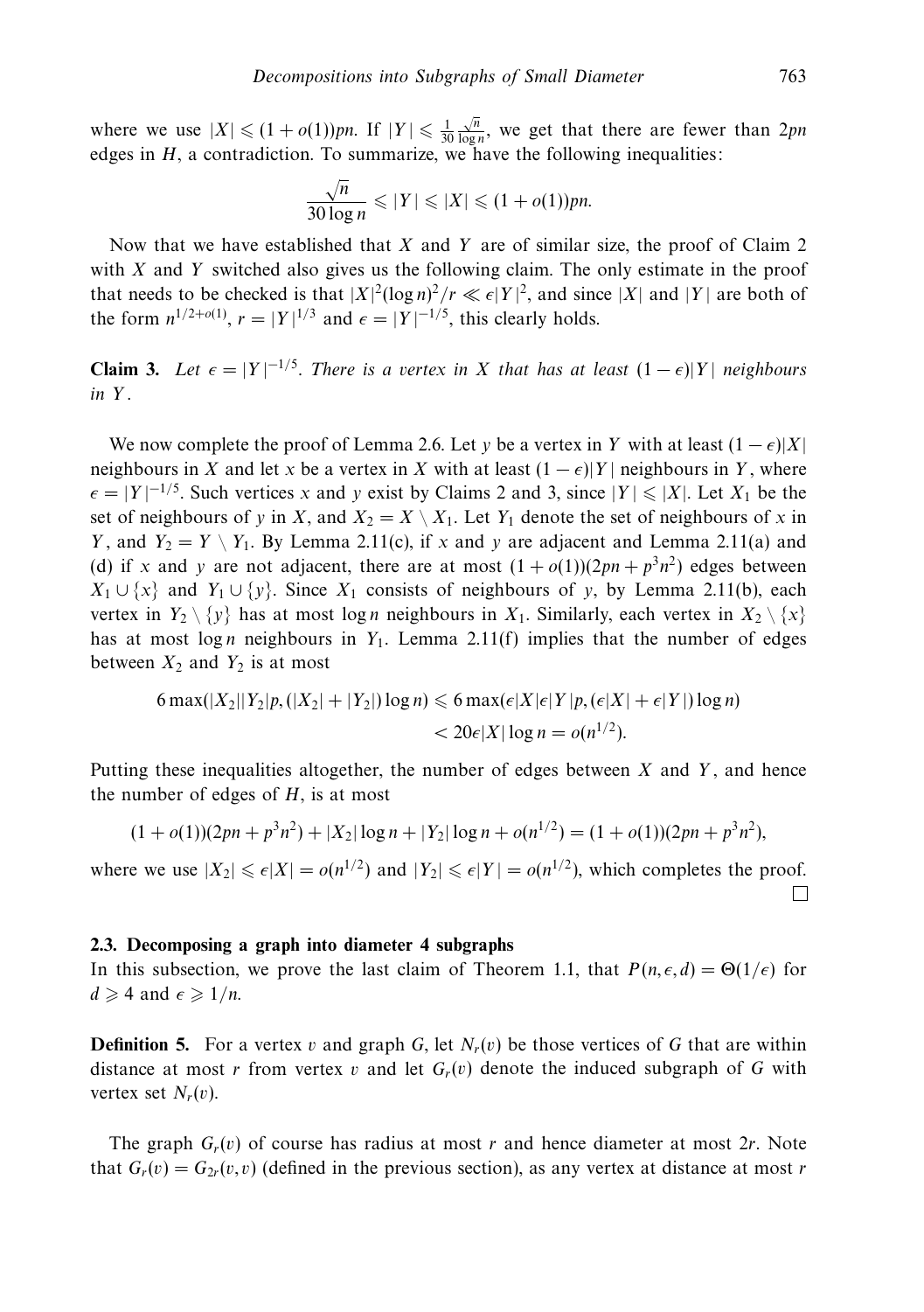where we use $|X| \leqslant (1+o(1))pn$. If $|Y| \leqslant \frac{1}{30}\frac{\sqrt{n}}{\log n}$, we get that there are fewer than $2pn$ edges in $H$, a contradiction. To summarize, we have the following inequalities:

$$\frac{\sqrt{n}}{30 \log n} \leqslant |Y| \leqslant |X| \leqslant (1+o(1))pn.$$

Now that we have established that $X$ and $Y$ are of similar size, the proof of Claim 2 with $X$ and $Y$ switched also gives us the following claim. The only estimate in the proof that needs to be checked is that $|X|^2(\log n)^2/r \ll \epsilon|Y|^2$, and since $|X|$ and $|Y|$ are both of the form $n^{1/2+o(1)}$, $r = |Y|^{1/3}$ and $\epsilon = |Y|^{-1/5}$, this clearly holds.

**Claim 3.** *Let $\epsilon = |Y|^{-1/5}$. There is a vertex in $X$ that has at least $(1-\epsilon)|Y|$ neighbours in $Y$.*

We now complete the proof of Lemma 2.6. Let $y$ be a vertex in $Y$ with at least $(1-\epsilon)|X|$ neighbours in $X$ and let $x$ be a vertex in $X$ with at least $(1-\epsilon)|Y|$ neighbours in $Y$, where $\epsilon = |Y|^{-1/5}$. Such vertices $x$ and $y$ exist by Claims 2 and 3, since $|Y| \leqslant |X|$. Let $X_1$ be the set of neighbours of $y$ in $X$, and $X_2 = X \setminus X_1$. Let $Y_1$ denote the set of neighbours of $x$ in $Y$, and $Y_2 = Y \setminus Y_1$. By Lemma 2.11(c), if $x$ and $y$ are adjacent and Lemma 2.11(a) and (d) if $x$ and $y$ are not adjacent, there are at most $(1+o(1))(2pn + p^3n^2)$ edges between $X_1 \cup \{x\}$ and $Y_1 \cup \{y\}$. Since $X_1$ consists of neighbours of $y$, by Lemma 2.11(b), each vertex in $Y_2 \setminus \{y\}$ has at most $\log n$ neighbours in $X_1$. Similarly, each vertex in $X_2 \setminus \{x\}$ has at most $\log n$ neighbours in $Y_1$. Lemma 2.11(f) implies that the number of edges between $X_2$ and $Y_2$ is at most

$$\begin{aligned} 6\max(|X_2||Y_2|p, (|X_2| + |Y_2|)\log n) &\leqslant 6\max(\epsilon|X|\epsilon|Y|p, (\epsilon|X| + \epsilon|Y|)\log n) \\ &< 20\epsilon|X|\log n = o(n^{1/2}). \end{aligned}$$

Putting these inequalities altogether, the number of edges between $X$ and $Y$, and hence the number of edges of $H$, is at most

$$(1+o(1))(2pn + p^3n^2) + |X_2|\log n + |Y_2|\log n + o(n^{1/2}) = (1+o(1))(2pn + p^3n^2),$$

where we use $|X_2| \leqslant \epsilon|X| = o(n^{1/2})$ and $|Y_2| \leqslant \epsilon|Y| = o(n^{1/2})$, which completes the proof. □

### 2.3. Decomposing a graph into diameter 4 subgraphs

In this subsection, we prove the last claim of Theorem 1.1, that $P(n, \epsilon, d) = \Theta(1/\epsilon)$ for $d \geqslant 4$ and $\epsilon \geqslant 1/n$.

**Definition 5.** For a vertex $v$ and graph $G$, let $N_r(v)$ be those vertices of $G$ that are within distance at most $r$ from vertex $v$ and let $G_r(v)$ denote the induced subgraph of $G$ with vertex set $N_r(v)$.

The graph $G_r(v)$ of course has radius at most $r$ and hence diameter at most $2r$. Note that $G_r(v) = G_{2r}(v, v)$ (defined in the previous section), as any vertex at distance at most $r$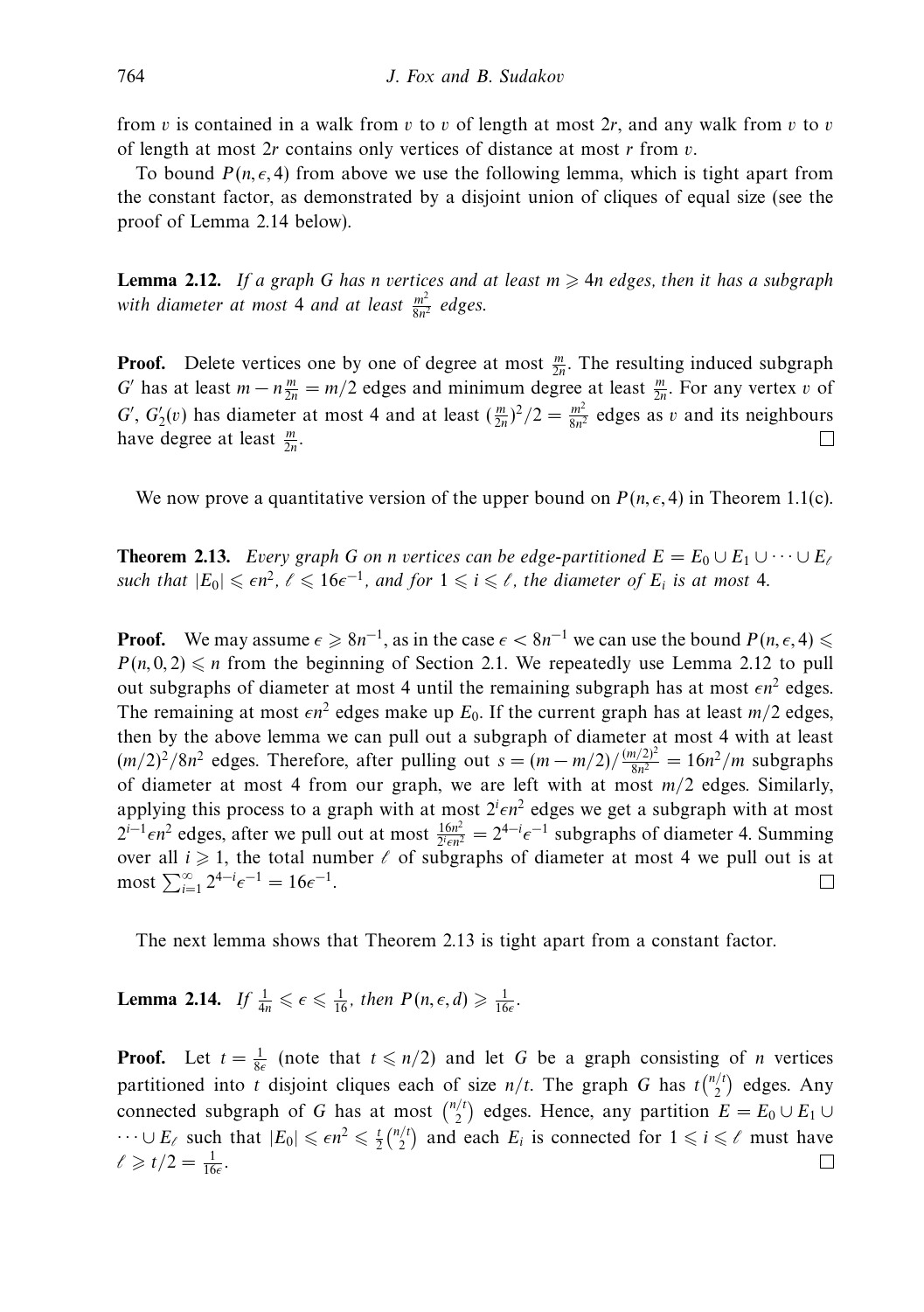from $v$ is contained in a walk from $v$ to $v$ of length at most $2r$, and any walk from $v$ to $v$ of length at most $2r$ contains only vertices of distance at most $r$ from $v$.

To bound $P(n, \epsilon, 4)$ from above we use the following lemma, which is tight apart from the constant factor, as demonstrated by a disjoint union of cliques of equal size (see the proof of Lemma 2.14 below).

**Lemma 2.12.** *If a graph $G$ has $n$ vertices and at least $m \geqslant 4n$ edges, then it has a subgraph with diameter at most 4 and at least $\frac{m^2}{8n^2}$ edges.*

**Proof.** Delete vertices one by one of degree at most $\frac{m}{2n}$. The resulting induced subgraph $G'$ has at least $m - n\frac{m}{2n} = m/2$ edges and minimum degree at least $\frac{m}{2n}$. For any vertex $v$ of $G'$, $G'_2(v)$ has diameter at most 4 and at least $(\frac{m}{2n})^2/2 = \frac{m^2}{8n^2}$ edges as $v$ and its neighbours have degree at least $\frac{m}{2n}$. $\square$

We now prove a quantitative version of the upper bound on $P(n, \epsilon, 4)$ in Theorem 1.1(c).

**Theorem 2.13.** *Every graph $G$ on $n$ vertices can be edge-partitioned $E = E_0 \cup E_1 \cup \cdots \cup E_\ell$ such that $|E_0| \leqslant \epsilon n^2$, $\ell \leqslant 16\epsilon^{-1}$, and for $1 \leqslant i \leqslant \ell$, the diameter of $E_i$ is at most 4.*

**Proof.** We may assume $\epsilon \geqslant 8n^{-1}$, as in the case $\epsilon < 8n^{-1}$ we can use the bound $P(n, \epsilon, 4) \leqslant P(n, 0, 2) \leqslant n$ from the beginning of Section 2.1. We repeatedly use Lemma 2.12 to pull out subgraphs of diameter at most 4 until the remaining subgraph has at most $\epsilon n^2$ edges. The remaining at most $\epsilon n^2$ edges make up $E_0$. If the current graph has at least $m/2$ edges, then by the above lemma we can pull out a subgraph of diameter at most 4 with at least $(m/2)^2/8n^2$ edges. Therefore, after pulling out $s = (m - m/2)/\frac{(m/2)^2}{8n^2} = 16n^2/m$ subgraphs of diameter at most 4 from our graph, we are left with at most $m/2$ edges. Similarly, applying this process to a graph with at most $2^i\epsilon n^2$ edges we get a subgraph with at most $2^{i-1}\epsilon n^2$ edges, after we pull out at most $\frac{16n^2}{2^i\epsilon n^2} = 2^{4-i}\epsilon^{-1}$ subgraphs of diameter 4. Summing over all $i \geqslant 1$, the total number $\ell$ of subgraphs of diameter at most 4 we pull out is at most $\sum_{i=1}^{\infty} 2^{4-i}\epsilon^{-1} = 16\epsilon^{-1}$. $\square$

The next lemma shows that Theorem 2.13 is tight apart from a constant factor.

**Lemma 2.14.** *If $\frac{1}{4n} \leqslant \epsilon \leqslant \frac{1}{16}$, then $P(n, \epsilon, d) \geqslant \frac{1}{16\epsilon}$.*

**Proof.** Let $t = \frac{1}{8\epsilon}$ (note that $t \leqslant n/2$) and let $G$ be a graph consisting of $n$ vertices partitioned into $t$ disjoint cliques each of size $n/t$. The graph $G$ has $t\binom{n/t}{2}$ edges. Any connected subgraph of $G$ has at most $\binom{n/t}{2}$ edges. Hence, any partition $E = E_0 \cup E_1 \cup \cdots \cup E_\ell$ such that $|E_0| \leqslant \epsilon n^2 \leqslant \frac{t}{2}\binom{n/t}{2}$ and each $E_i$ is connected for $1 \leqslant i \leqslant \ell$ must have $\ell \geqslant t/2 = \frac{1}{16\epsilon}$. $\square$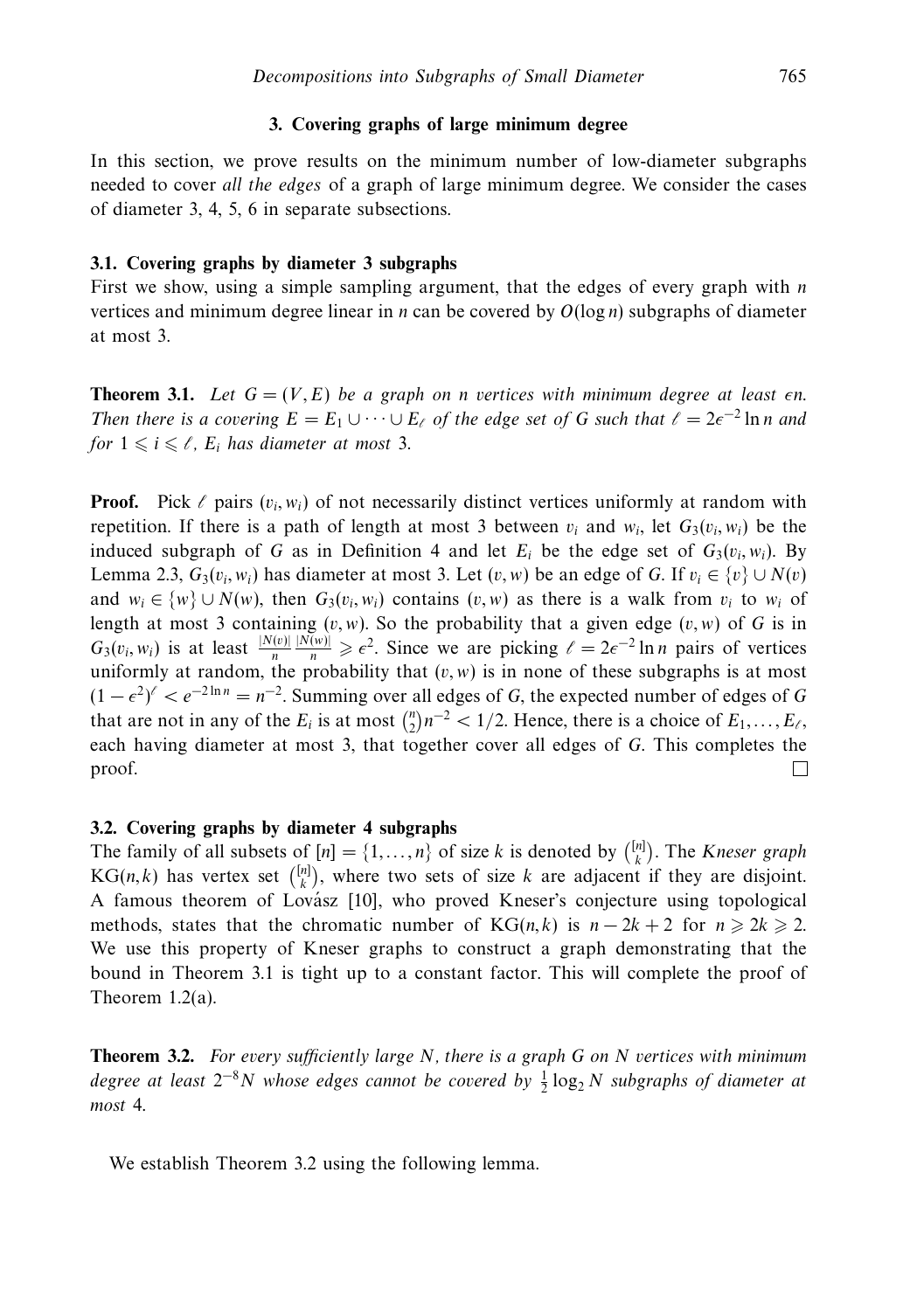## 3. Covering graphs of large minimum degree

In this section, we prove results on the minimum number of low-diameter subgraphs needed to cover *all the edges* of a graph of large minimum degree. We consider the cases of diameter 3, 4, 5, 6 in separate subsections.

### 3.1. Covering graphs by diameter 3 subgraphs

First we show, using a simple sampling argument, that the edges of every graph with $n$ vertices and minimum degree linear in $n$ can be covered by $O(\log n)$ subgraphs of diameter at most 3.

**Theorem 3.1.** *Let $G = (V, E)$ be a graph on $n$ vertices with minimum degree at least $\epsilon n$. Then there is a covering $E = E_1 \cup \cdots \cup E_\ell$ of the edge set of $G$ such that $\ell = 2\epsilon^{-2} \ln n$ and for $1 \leqslant i \leqslant \ell$, $E_i$ has diameter at most 3.*

**Proof.** Pick $\ell$ pairs $(v_i, w_i)$ of not necessarily distinct vertices uniformly at random with repetition. If there is a path of length at most 3 between $v_i$ and $w_i$, let $G_3(v_i, w_i)$ be the induced subgraph of $G$ as in Definition 4 and let $E_i$ be the edge set of $G_3(v_i, w_i)$. By Lemma 2.3, $G_3(v_i, w_i)$ has diameter at most 3. Let $(v, w)$ be an edge of $G$. If $v_i \in \{v\} \cup N(v)$ and $w_i \in \{w\} \cup N(w)$, then $G_3(v_i, w_i)$ contains $(v, w)$ as there is a walk from $v_i$ to $w_i$ of length at most 3 containing $(v, w)$. So the probability that a given edge $(v, w)$ of $G$ is in $G_3(v_i, w_i)$ is at least $\frac{|N(v)|}{n} \frac{|N(w)|}{n} \geqslant \epsilon^2$. Since we are picking $\ell = 2\epsilon^{-2} \ln n$ pairs of vertices uniformly at random, the probability that $(v, w)$ is in none of these subgraphs is at most $(1 - \epsilon^2)^\ell < e^{-2 \ln n} = n^{-2}$. Summing over all edges of $G$, the expected number of edges of $G$ that are not in any of the $E_i$ is at most $\binom{n}{2} n^{-2} < 1/2$. Hence, there is a choice of $E_1, \ldots, E_\ell$, each having diameter at most 3, that together cover all edges of $G$. This completes the proof. □

### 3.2. Covering graphs by diameter 4 subgraphs

The family of all subsets of $[n] = \{1, \ldots, n\}$ of size $k$ is denoted by $\binom{[n]}{k}$. The *Kneser graph* $\mathrm{KG}(n, k)$ has vertex set $\binom{[n]}{k}$, where two sets of size $k$ are adjacent if they are disjoint. A famous theorem of Lovász [10], who proved Kneser's conjecture using topological methods, states that the chromatic number of $\mathrm{KG}(n, k)$ is $n - 2k + 2$ for $n \geqslant 2k \geqslant 2$. We use this property of Kneser graphs to construct a graph demonstrating that the bound in Theorem 3.1 is tight up to a constant factor. This will complete the proof of Theorem 1.2(a).

**Theorem 3.2.** *For every sufficiently large $N$, there is a graph $G$ on $N$ vertices with minimum degree at least $2^{-8} N$ whose edges cannot be covered by $\frac{1}{2} \log_2 N$ subgraphs of diameter at most 4.*

We establish Theorem 3.2 using the following lemma.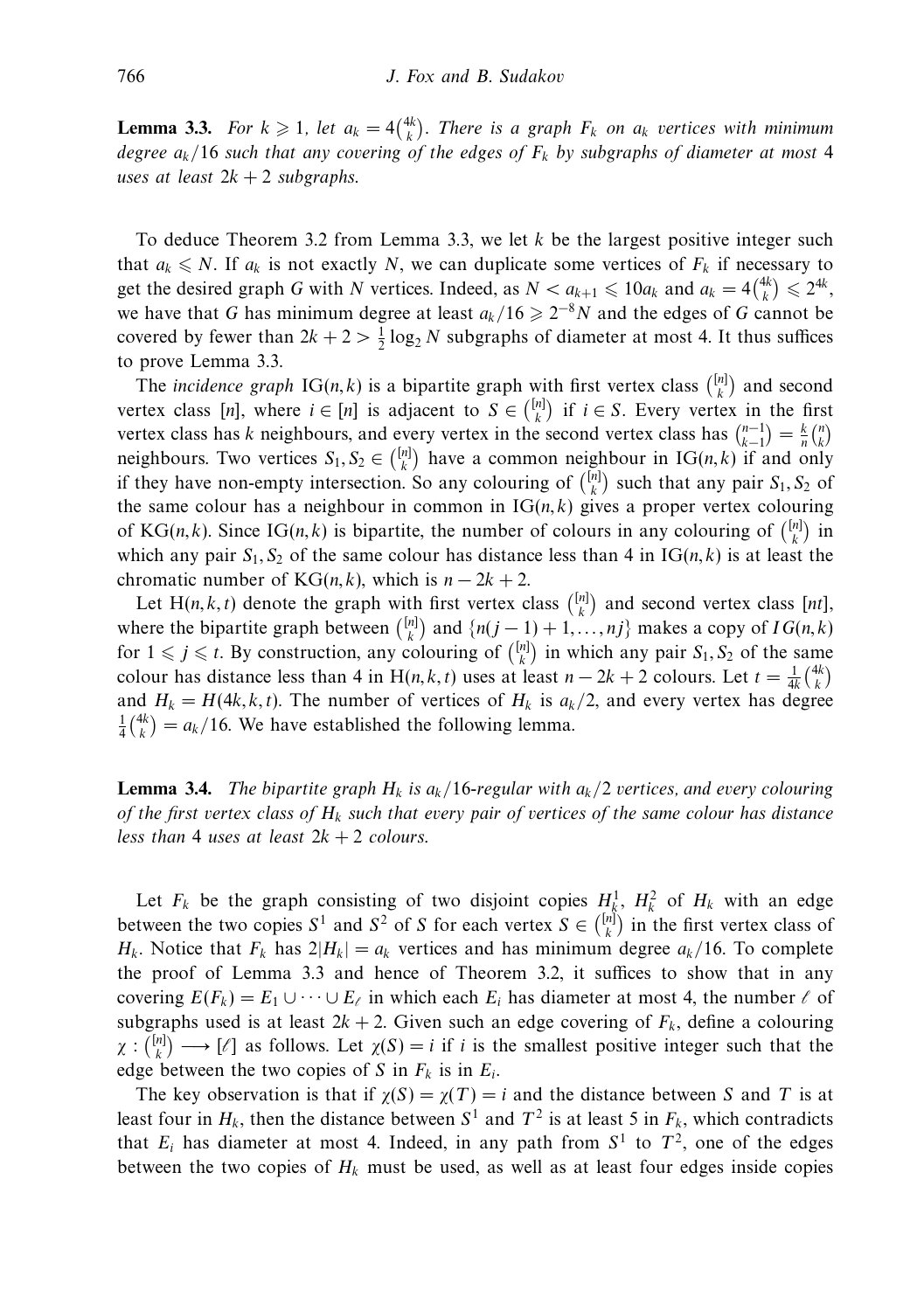**Lemma 3.3.** *For $k \geqslant 1$, let $a_k = 4\binom{4k}{k}$. There is a graph $F_k$ on $a_k$ vertices with minimum degree $a_k/16$ such that any covering of the edges of $F_k$ by subgraphs of diameter at most 4 uses at least $2k+2$ subgraphs.*

To deduce Theorem 3.2 from Lemma 3.3, we let $k$ be the largest positive integer such that $a_k \leqslant N$. If $a_k$ is not exactly $N$, we can duplicate some vertices of $F_k$ if necessary to get the desired graph $G$ with $N$ vertices. Indeed, as $N < a_{k+1} \leqslant 10a_k$ and $a_k = 4\binom{4k}{k} \leqslant 2^{4k}$, we have that $G$ has minimum degree at least $a_k/16 \geqslant 2^{-8}N$ and the edges of $G$ cannot be covered by fewer than $2k+2 > \frac{1}{2}\log_2 N$ subgraphs of diameter at most 4. It thus suffices to prove Lemma 3.3.

The *incidence graph* $\mathrm{IG}(n,k)$ is a bipartite graph with first vertex class $\binom{[n]}{k}$ and second vertex class $[n]$, where $i \in [n]$ is adjacent to $S \in \binom{[n]}{k}$ if $i \in S$. Every vertex in the first vertex class has $k$ neighbours, and every vertex in the second vertex class has $\binom{n-1}{k-1} = \frac{k}{n}\binom{n}{k}$ neighbours. Two vertices $S_1, S_2 \in \binom{[n]}{k}$ have a common neighbour in $\mathrm{IG}(n,k)$ if and only if they have non-empty intersection. So any colouring of $\binom{[n]}{k}$ such that any pair $S_1, S_2$ of the same colour has a neighbour in common in $\mathrm{IG}(n,k)$ gives a proper vertex colouring of $\mathrm{KG}(n,k)$. Since $\mathrm{IG}(n,k)$ is bipartite, the number of colours in any colouring of $\binom{[n]}{k}$ in which any pair $S_1, S_2$ of the same colour has distance less than 4 in $\mathrm{IG}(n,k)$ is at least the chromatic number of $\mathrm{KG}(n,k)$, which is $n-2k+2$.

Let $\mathrm{H}(n,k,t)$ denote the graph with first vertex class $\binom{[n]}{k}$ and second vertex class $[nt]$, where the bipartite graph between $\binom{[n]}{k}$ and $\{n(j-1)+1,\dots,nj\}$ makes a copy of $IG(n,k)$ for $1 \leqslant j \leqslant t$. By construction, any colouring of $\binom{[n]}{k}$ in which any pair $S_1, S_2$ of the same colour has distance less than 4 in $\mathrm{H}(n,k,t)$ uses at least $n-2k+2$ colours. Let $t = \frac{1}{4k}\binom{4k}{k}$ and $H_k = H(4k,k,t)$. The number of vertices of $H_k$ is $a_k/2$, and every vertex has degree $\frac{1}{4}\binom{4k}{k} = a_k/16$. We have established the following lemma.

**Lemma 3.4.** *The bipartite graph $H_k$ is $a_k/16$-regular with $a_k/2$ vertices, and every colouring of the first vertex class of $H_k$ such that every pair of vertices of the same colour has distance less than 4 uses at least $2k+2$ colours.*

Let $F_k$ be the graph consisting of two disjoint copies $H_k^1$, $H_k^2$ of $H_k$ with an edge between the two copies $S^1$ and $S^2$ of $S$ for each vertex $S \in \binom{[n]}{k}$ in the first vertex class of $H_k$. Notice that $F_k$ has $2|H_k| = a_k$ vertices and has minimum degree $a_k/16$. To complete the proof of Lemma 3.3 and hence of Theorem 3.2, it suffices to show that in any covering $E(F_k) = E_1 \cup \dots \cup E_\ell$ in which each $E_i$ has diameter at most 4, the number $\ell$ of subgraphs used is at least $2k+2$. Given such an edge covering of $F_k$, define a colouring $\chi : \binom{[n]}{k} \longrightarrow [\ell]$ as follows. Let $\chi(S) = i$ if $i$ is the smallest positive integer such that the edge between the two copies of $S$ in $F_k$ is in $E_i$.

The key observation is that if $\chi(S) = \chi(T) = i$ and the distance between $S$ and $T$ is at least four in $H_k$, then the distance between $S^1$ and $T^2$ is at least 5 in $F_k$, which contradicts that $E_i$ has diameter at most 4. Indeed, in any path from $S^1$ to $T^2$, one of the edges between the two copies of $H_k$ must be used, as well as at least four edges inside copies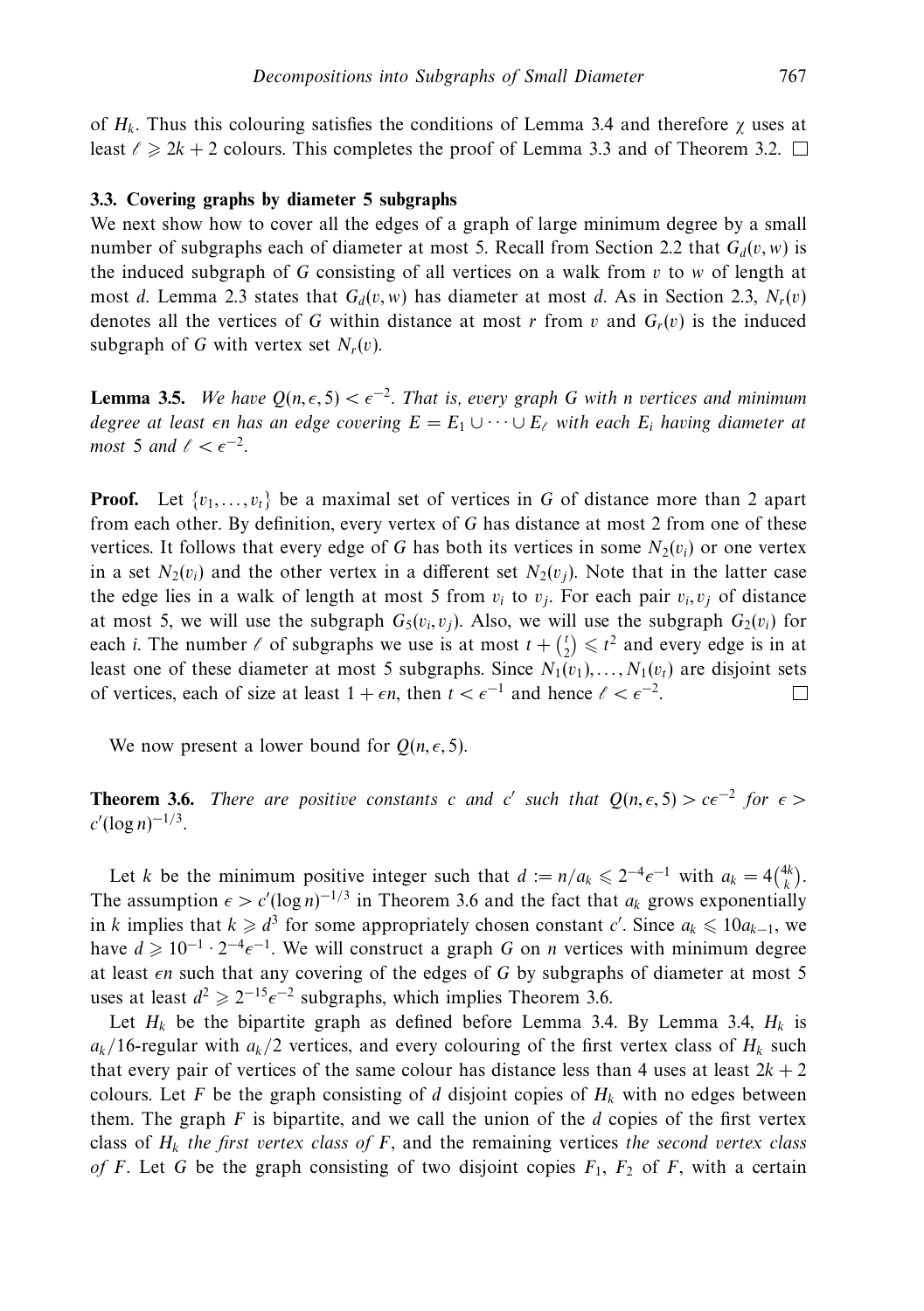of $H_k$. Thus this colouring satisfies the conditions of Lemma 3.4 and therefore $\chi$ uses at least $\ell \geqslant 2k+2$ colours. This completes the proof of Lemma 3.3 and of Theorem 3.2. $\square$

### 3.3. Covering graphs by diameter 5 subgraphs

We next show how to cover all the edges of a graph of large minimum degree by a small number of subgraphs each of diameter at most 5. Recall from Section 2.2 that $G_d(v,w)$ is the induced subgraph of $G$ consisting of all vertices on a walk from $v$ to $w$ of length at most $d$. Lemma 2.3 states that $G_d(v,w)$ has diameter at most $d$. As in Section 2.3, $N_r(v)$ denotes all the vertices of $G$ within distance at most $r$ from $v$ and $G_r(v)$ is the induced subgraph of $G$ with vertex set $N_r(v)$.

**Lemma 3.5.** *We have $Q(n,\epsilon,5) < \epsilon^{-2}$. That is, every graph $G$ with $n$ vertices and minimum degree at least $\epsilon n$ has an edge covering $E = E_1 \cup \cdots \cup E_\ell$ with each $E_i$ having diameter at most 5 and $\ell < \epsilon^{-2}$.*

**Proof.** Let $\{v_1,\ldots,v_t\}$ be a maximal set of vertices in $G$ of distance more than 2 apart from each other. By definition, every vertex of $G$ has distance at most 2 from one of these vertices. It follows that every edge of $G$ has both its vertices in some $N_2(v_i)$ or one vertex in a set $N_2(v_i)$ and the other vertex in a different set $N_2(v_j)$. Note that in the latter case the edge lies in a walk of length at most 5 from $v_i$ to $v_j$. For each pair $v_i, v_j$ of distance at most 5, we will use the subgraph $G_5(v_i,v_j)$. Also, we will use the subgraph $G_2(v_i)$ for each $i$. The number $\ell$ of subgraphs we use is at most $t + \binom{t}{2} \leqslant t^2$ and every edge is in at least one of these diameter at most 5 subgraphs. Since $N_1(v_1),\ldots,N_1(v_t)$ are disjoint sets of vertices, each of size at least $1+\epsilon n$, then $t < \epsilon^{-1}$ and hence $\ell < \epsilon^{-2}$. $\square$

We now present a lower bound for $Q(n,\epsilon,5)$.

**Theorem 3.6.** *There are positive constants $c$ and $c'$ such that $Q(n,\epsilon,5) > c\epsilon^{-2}$ for $\epsilon > c'(\log n)^{-1/3}$.*

Let $k$ be the minimum positive integer such that $d := n/a_k \leqslant 2^{-4}\epsilon^{-1}$ with $a_k = 4\binom{4k}{k}$. The assumption $\epsilon > c'(\log n)^{-1/3}$ in Theorem 3.6 and the fact that $a_k$ grows exponentially in $k$ implies that $k \geqslant d^3$ for some appropriately chosen constant $c'$. Since $a_k \leqslant 10a_{k-1}$, we have $d \geqslant 10^{-1}\cdot 2^{-4}\epsilon^{-1}$. We will construct a graph $G$ on $n$ vertices with minimum degree at least $\epsilon n$ such that any covering of the edges of $G$ by subgraphs of diameter at most 5 uses at least $d^2 \geqslant 2^{-15}\epsilon^{-2}$ subgraphs, which implies Theorem 3.6.

Let $H_k$ be the bipartite graph as defined before Lemma 3.4. By Lemma 3.4, $H_k$ is $a_k/16$-regular with $a_k/2$ vertices, and every colouring of the first vertex class of $H_k$ such that every pair of vertices of the same colour has distance less than 4 uses at least $2k+2$ colours. Let $F$ be the graph consisting of $d$ disjoint copies of $H_k$ with no edges between them. The graph $F$ is bipartite, and we call the union of the $d$ copies of the first vertex class of $H_k$ *the first vertex class of $F$*, and the remaining vertices *the second vertex class of $F$*. Let $G$ be the graph consisting of two disjoint copies $F_1$, $F_2$ of $F$, with a certain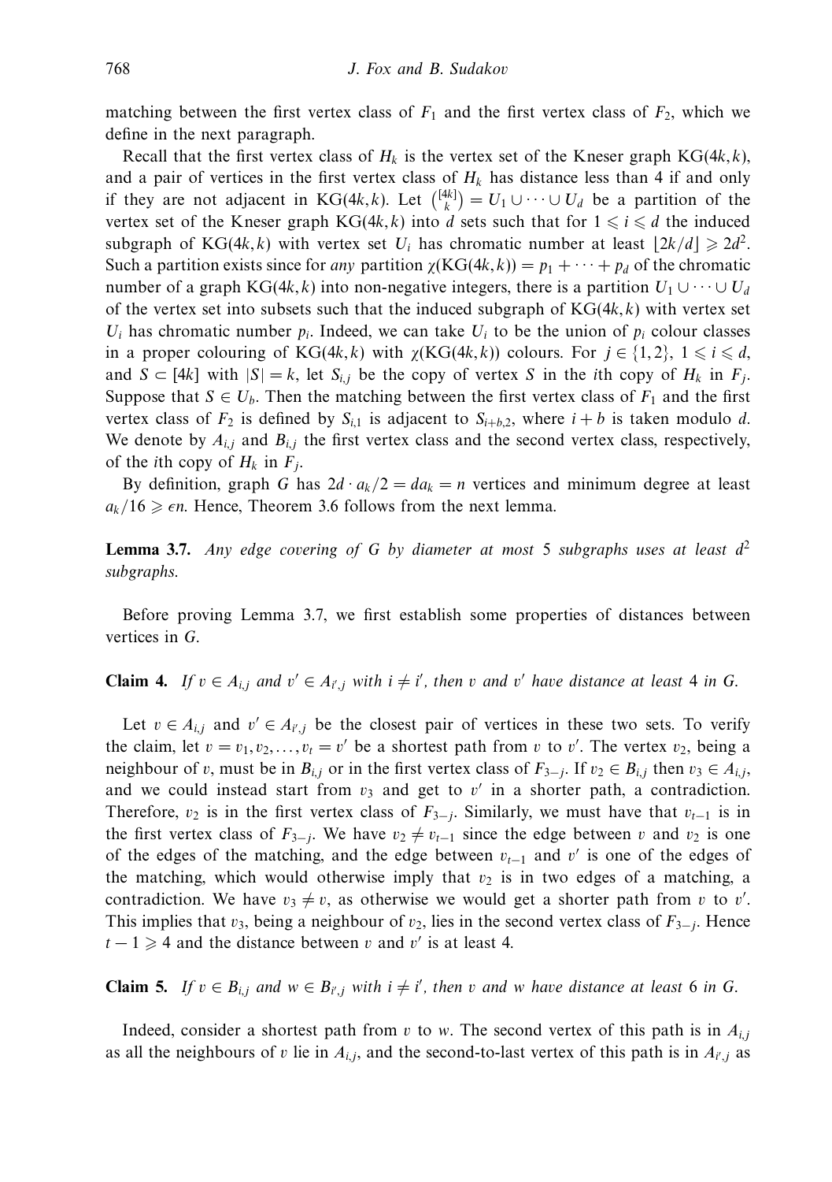matching between the first vertex class of $F_1$ and the first vertex class of $F_2$, which we define in the next paragraph.

Recall that the first vertex class of $H_k$ is the vertex set of the Kneser graph $\mathrm{KG}(4k, k)$, and a pair of vertices in the first vertex class of $H_k$ has distance less than 4 if and only if they are not adjacent in $\mathrm{KG}(4k, k)$. Let $\binom{[4k]}{k} = U_1 \cup \cdots \cup U_d$ be a partition of the vertex set of the Kneser graph $\mathrm{KG}(4k, k)$ into $d$ sets such that for $1 \leqslant i \leqslant d$ the induced subgraph of $\mathrm{KG}(4k, k)$ with vertex set $U_i$ has chromatic number at least $\lfloor 2k/d \rfloor \geqslant 2d^2$. Such a partition exists since for *any* partition $\chi(\mathrm{KG}(4k, k)) = p_1 + \cdots + p_d$ of the chromatic number of a graph $\mathrm{KG}(4k, k)$ into non-negative integers, there is a partition $U_1 \cup \cdots \cup U_d$ of the vertex set into subsets such that the induced subgraph of $\mathrm{KG}(4k, k)$ with vertex set $U_i$ has chromatic number $p_i$. Indeed, we can take $U_i$ to be the union of $p_i$ colour classes in a proper colouring of $\mathrm{KG}(4k, k)$ with $\chi(\mathrm{KG}(4k, k))$ colours. For $j \in \{1, 2\}$, $1 \leqslant i \leqslant d$, and $S \subset [4k]$ with $|S| = k$, let $S_{i,j}$ be the copy of vertex $S$ in the $i$th copy of $H_k$ in $F_j$. Suppose that $S \in U_b$. Then the matching between the first vertex class of $F_1$ and the first vertex class of $F_2$ is defined by $S_{i,1}$ is adjacent to $S_{i+b,2}$, where $i + b$ is taken modulo $d$. We denote by $A_{i,j}$ and $B_{i,j}$ the first vertex class and the second vertex class, respectively, of the $i$th copy of $H_k$ in $F_j$.

By definition, graph $G$ has $2d \cdot a_k/2 = da_k = n$ vertices and minimum degree at least $a_k/16 \geqslant \epsilon n$. Hence, Theorem 3.6 follows from the next lemma.

**Lemma 3.7.** *Any edge covering of $G$ by diameter at most 5 subgraphs uses at least $d^2$ subgraphs.*

Before proving Lemma 3.7, we first establish some properties of distances between vertices in $G$.

**Claim 4.** *If $v \in A_{i,j}$ and $v' \in A_{i',j}$ with $i \neq i'$, then $v$ and $v'$ have distance at least 4 in $G$.*

Let $v \in A_{i,j}$ and $v' \in A_{i',j}$ be the closest pair of vertices in these two sets. To verify the claim, let $v = v_1, v_2, \ldots, v_t = v'$ be a shortest path from $v$ to $v'$. The vertex $v_2$, being a neighbour of $v$, must be in $B_{i,j}$ or in the first vertex class of $F_{3-j}$. If $v_2 \in B_{i,j}$ then $v_3 \in A_{i,j}$, and we could instead start from $v_3$ and get to $v'$ in a shorter path, a contradiction. Therefore, $v_2$ is in the first vertex class of $F_{3-j}$. Similarly, we must have that $v_{t-1}$ is in the first vertex class of $F_{3-j}$. We have $v_2 \neq v_{t-1}$ since the edge between $v$ and $v_2$ is one of the edges of the matching, and the edge between $v_{t-1}$ and $v'$ is one of the edges of the matching, which would otherwise imply that $v_2$ is in two edges of a matching, a contradiction. We have $v_3 \neq v$, as otherwise we would get a shorter path from $v$ to $v'$. This implies that $v_3$, being a neighbour of $v_2$, lies in the second vertex class of $F_{3-j}$. Hence $t - 1 \geqslant 4$ and the distance between $v$ and $v'$ is at least 4.

**Claim 5.** *If $v \in B_{i,j}$ and $w \in B_{i',j}$ with $i \neq i'$, then $v$ and $w$ have distance at least 6 in $G$.*

Indeed, consider a shortest path from $v$ to $w$. The second vertex of this path is in $A_{i,j}$ as all the neighbours of $v$ lie in $A_{i,j}$, and the second-to-last vertex of this path is in $A_{i',j}$ as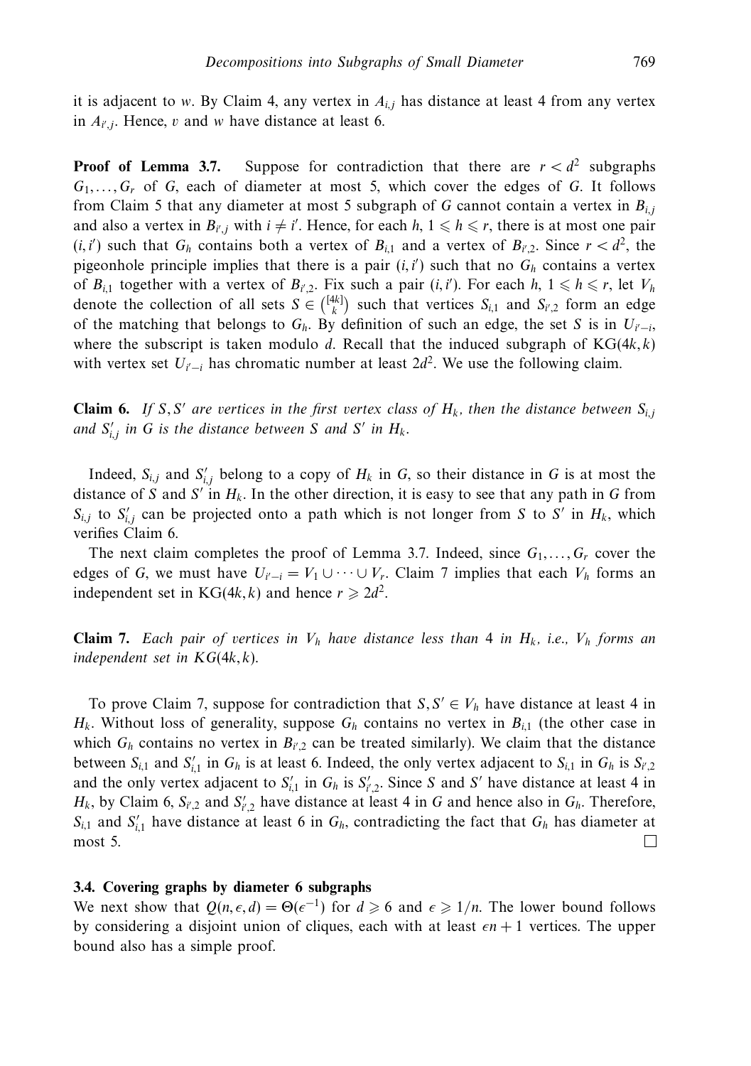it is adjacent to $w$. By Claim 4, any vertex in $A_{i,j}$ has distance at least 4 from any vertex in $A_{i',j}$. Hence, $v$ and $w$ have distance at least 6.

**Proof of Lemma 3.7.** Suppose for contradiction that there are $r < d^2$ subgraphs $G_1, \ldots, G_r$ of $G$, each of diameter at most 5, which cover the edges of $G$. It follows from Claim 5 that any diameter at most 5 subgraph of $G$ cannot contain a vertex in $B_{i,j}$ and also a vertex in $B_{i',j}$ with $i \neq i'$. Hence, for each $h$, $1 \leqslant h \leqslant r$, there is at most one pair $(i, i')$ such that $G_h$ contains both a vertex of $B_{i,1}$ and a vertex of $B_{i',2}$. Since $r < d^2$, the pigeonhole principle implies that there is a pair $(i, i')$ such that no $G_h$ contains a vertex of $B_{i,1}$ together with a vertex of $B_{i',2}$. Fix such a pair $(i, i')$. For each $h$, $1 \leqslant h \leqslant r$, let $V_h$ denote the collection of all sets $S \in \binom{[4k]}{k}$ such that vertices $S_{i,1}$ and $S_{i',2}$ form an edge of the matching that belongs to $G_h$. By definition of such an edge, the set $S$ is in $U_{i'-i}$, where the subscript is taken modulo $d$. Recall that the induced subgraph of $\mathrm{KG}(4k, k)$ with vertex set $U_{i'-i}$ has chromatic number at least $2d^2$. We use the following claim.

**Claim 6.** *If $S, S'$ are vertices in the first vertex class of $H_k$, then the distance between $S_{i,j}$ and $S'_{i,j}$ in $G$ is the distance between $S$ and $S'$ in $H_k$.*

Indeed, $S_{i,j}$ and $S'_{i,j}$ belong to a copy of $H_k$ in $G$, so their distance in $G$ is at most the distance of $S$ and $S'$ in $H_k$. In the other direction, it is easy to see that any path in $G$ from $S_{i,j}$ to $S'_{i,j}$ can be projected onto a path which is not longer from $S$ to $S'$ in $H_k$, which verifies Claim 6.

The next claim completes the proof of Lemma 3.7. Indeed, since $G_1, \ldots, G_r$ cover the edges of $G$, we must have $U_{i'-i} = V_1 \cup \cdots \cup V_r$. Claim 7 implies that each $V_h$ forms an independent set in $\mathrm{KG}(4k, k)$ and hence $r \geqslant 2d^2$.

**Claim 7.** *Each pair of vertices in $V_h$ have distance less than 4 in $H_k$, i.e., $V_h$ forms an independent set in $KG(4k, k)$.*

To prove Claim 7, suppose for contradiction that $S, S' \in V_h$ have distance at least 4 in $H_k$. Without loss of generality, suppose $G_h$ contains no vertex in $B_{i,1}$ (the other case in which $G_h$ contains no vertex in $B_{i',2}$ can be treated similarly). We claim that the distance between $S_{i,1}$ and $S'_{i,1}$ in $G_h$ is at least 6. Indeed, the only vertex adjacent to $S_{i,1}$ in $G_h$ is $S_{i',2}$ and the only vertex adjacent to $S'_{i,1}$ in $G_h$ is $S'_{i',2}$. Since $S$ and $S'$ have distance at least 4 in $H_k$, by Claim 6, $S_{i',2}$ and $S'_{i',2}$ have distance at least 4 in $G$ and hence also in $G_h$. Therefore, $S_{i,1}$ and $S'_{i,1}$ have distance at least 6 in $G_h$, contradicting the fact that $G_h$ has diameter at most 5. □

### 3.4. Covering graphs by diameter 6 subgraphs

We next show that $Q(n, \epsilon, d) = \Theta(\epsilon^{-1})$ for $d \geqslant 6$ and $\epsilon \geqslant 1/n$. The lower bound follows by considering a disjoint union of cliques, each with at least $\epsilon n + 1$ vertices. The upper bound also has a simple proof.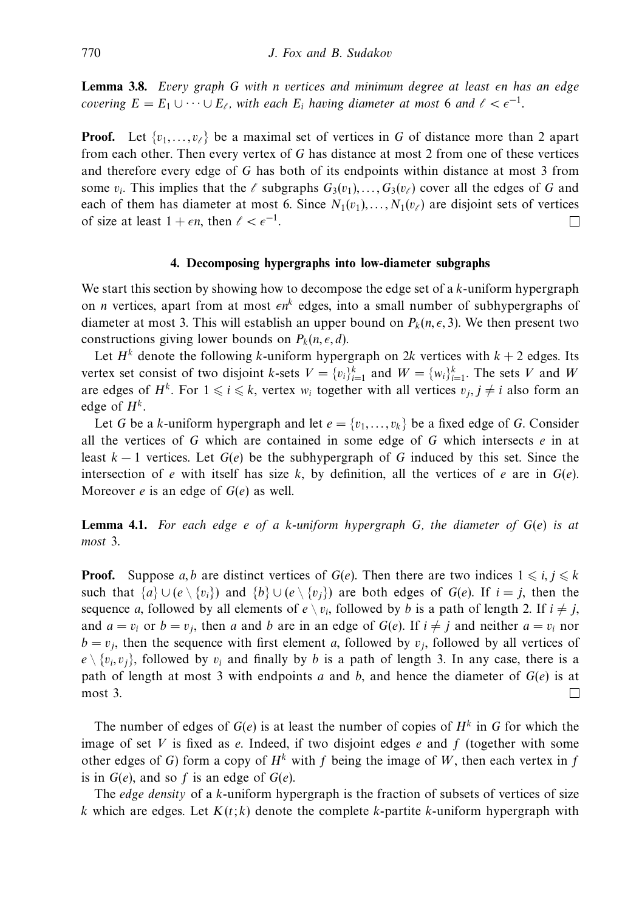**Lemma 3.8.** *Every graph $G$ with $n$ vertices and minimum degree at least $\epsilon n$ has an edge covering $E = E_1 \cup \cdots \cup E_\ell$, with each $E_i$ having diameter at most 6 and $\ell < \epsilon^{-1}$.*

**Proof.** Let $\{v_1, \ldots, v_\ell\}$ be a maximal set of vertices in $G$ of distance more than 2 apart from each other. Then every vertex of $G$ has distance at most 2 from one of these vertices and therefore every edge of $G$ has both of its endpoints within distance at most 3 from some $v_i$. This implies that the $\ell$ subgraphs $G_3(v_1), \ldots, G_3(v_\ell)$ cover all the edges of $G$ and each of them has diameter at most 6. Since $N_1(v_1), \ldots, N_1(v_\ell)$ are disjoint sets of vertices of size at least $1 + \epsilon n$, then $\ell < \epsilon^{-1}$. □

## 4. Decomposing hypergraphs into low-diameter subgraphs

We start this section by showing how to decompose the edge set of a $k$-uniform hypergraph on $n$ vertices, apart from at most $\epsilon n^k$ edges, into a small number of subhypergraphs of diameter at most 3. This will establish an upper bound on $P_k(n, \epsilon, 3)$. We then present two constructions giving lower bounds on $P_k(n, \epsilon, d)$.

Let $H^k$ denote the following $k$-uniform hypergraph on $2k$ vertices with $k + 2$ edges. Its vertex set consist of two disjoint $k$-sets $V = \{v_i\}_{i=1}^k$ and $W = \{w_i\}_{i=1}^k$. The sets $V$ and $W$ are edges of $H^k$. For $1 \leqslant i \leqslant k$, vertex $w_i$ together with all vertices $v_j, j \neq i$ also form an edge of $H^k$.

Let $G$ be a $k$-uniform hypergraph and let $e = \{v_1, \ldots, v_k\}$ be a fixed edge of $G$. Consider all the vertices of $G$ which are contained in some edge of $G$ which intersects $e$ in at least $k - 1$ vertices. Let $G(e)$ be the subhypergraph of $G$ induced by this set. Since the intersection of $e$ with itself has size $k$, by definition, all the vertices of $e$ are in $G(e)$. Moreover $e$ is an edge of $G(e)$ as well.

**Lemma 4.1.** *For each edge $e$ of a $k$-uniform hypergraph $G$, the diameter of $G(e)$ is at most 3.*

**Proof.** Suppose $a, b$ are distinct vertices of $G(e)$. Then there are two indices $1 \leqslant i, j \leqslant k$ such that $\{a\} \cup (e \setminus \{v_i\})$ and $\{b\} \cup (e \setminus \{v_j\})$ are both edges of $G(e)$. If $i = j$, then the sequence $a$, followed by all elements of $e \setminus v_i$, followed by $b$ is a path of length 2. If $i \neq j$, and $a = v_i$ or $b = v_j$, then $a$ and $b$ are in an edge of $G(e)$. If $i \neq j$ and neither $a = v_i$ nor $b = v_j$, then the sequence with first element $a$, followed by $v_j$, followed by all vertices of $e \setminus \{v_i, v_j\}$, followed by $v_i$ and finally by $b$ is a path of length 3. In any case, there is a path of length at most 3 with endpoints $a$ and $b$, and hence the diameter of $G(e)$ is at most 3. □

The number of edges of $G(e)$ is at least the number of copies of $H^k$ in $G$ for which the image of set $V$ is fixed as $e$. Indeed, if two disjoint edges $e$ and $f$ (together with some other edges of $G$) form a copy of $H^k$ with $f$ being the image of $W$, then each vertex in $f$ is in $G(e)$, and so $f$ is an edge of $G(e)$.

The *edge density* of a $k$-uniform hypergraph is the fraction of subsets of vertices of size $k$ which are edges. Let $K(t; k)$ denote the complete $k$-partite $k$-uniform hypergraph with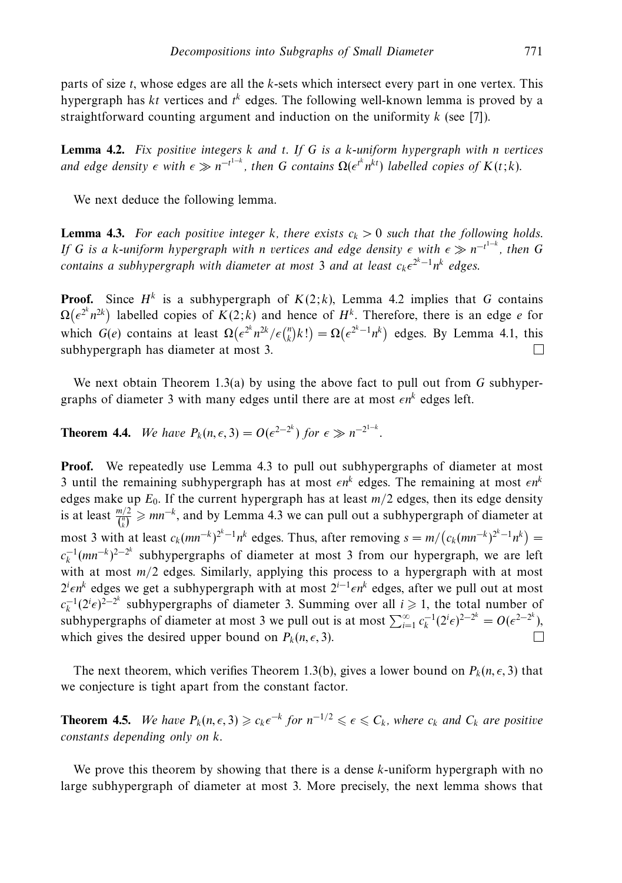parts of size $t$, whose edges are all the $k$-sets which intersect every part in one vertex. This hypergraph has $kt$ vertices and $t^k$ edges. The following well-known lemma is proved by a straightforward counting argument and induction on the uniformity $k$ (see [7]).

**Lemma 4.2.** *Fix positive integers $k$ and $t$. If $G$ is a $k$-uniform hypergraph with $n$ vertices and edge density $\epsilon$ with $\epsilon \gg n^{-t^{1-k}}$, then $G$ contains $\Omega(\epsilon^{t^k} n^{kt})$ labelled copies of $K(t;k)$.*

We next deduce the following lemma.

**Lemma 4.3.** *For each positive integer $k$, there exists $c_k > 0$ such that the following holds. If $G$ is a $k$-uniform hypergraph with $n$ vertices and edge density $\epsilon$ with $\epsilon \gg n^{-t^{1-k}}$, then $G$ contains a subhypergraph with diameter at most 3 and at least $c_k \epsilon^{2^k - 1} n^k$ edges.*

**Proof.** Since $H^k$ is a subhypergraph of $K(2;k)$, Lemma 4.2 implies that $G$ contains $\Omega\big(\epsilon^{2^k} n^{2k}\big)$ labelled copies of $K(2;k)$ and hence of $H^k$. Therefore, there is an edge $e$ for which $G(e)$ contains at least $\Omega\big(\epsilon^{2^k} n^{2k}/\epsilon\binom{n}{k}k!\big) = \Omega\big(\epsilon^{2^k-1} n^k\big)$ edges. By Lemma 4.1, this subhypergraph has diameter at most 3. □

We next obtain Theorem 1.3(a) by using the above fact to pull out from $G$ subhypergraphs of diameter 3 with many edges until there are at most $\epsilon n^k$ edges left.

**Theorem 4.4.** *We have $P_k(n, \epsilon, 3) = O(\epsilon^{2-2^k})$ for $\epsilon \gg n^{-2^{1-k}}$.*

**Proof.** We repeatedly use Lemma 4.3 to pull out subhypergraphs of diameter at most 3 until the remaining subhypergraph has at most $\epsilon n^k$ edges. The remaining at most $\epsilon n^k$ edges make up $E_0$. If the current hypergraph has at least $m/2$ edges, then its edge density is at least $\frac{m/2}{\binom{n}{k}} \geqslant mn^{-k}$, and by Lemma 4.3 we can pull out a subhypergraph of diameter at most 3 with at least $c_k(mn^{-k})^{2^k-1} n^k$ edges. Thus, after removing $s = m/\big(c_k(mn^{-k})^{2^k-1} n^k\big) = c_k^{-1}(mn^{-k})^{2-2^k}$ subhypergraphs of diameter at most 3 from our hypergraph, we are left with at most $m/2$ edges. Similarly, applying this process to a hypergraph with at most $2^i \epsilon n^k$ edges we get a subhypergraph with at most $2^{i-1}\epsilon n^k$ edges, after we pull out at most $c_k^{-1}(2^i\epsilon)^{2-2^k}$ subhypergraphs of diameter 3. Summing over all $i \geqslant 1$, the total number of subhypergraphs of diameter at most 3 we pull out is at most $\sum_{i=1}^{\infty} c_k^{-1}(2^i\epsilon)^{2-2^k} = O(\epsilon^{2-2^k})$, which gives the desired upper bound on $P_k(n, \epsilon, 3)$. □

The next theorem, which verifies Theorem 1.3(b), gives a lower bound on $P_k(n, \epsilon, 3)$ that we conjecture is tight apart from the constant factor.

**Theorem 4.5.** *We have $P_k(n, \epsilon, 3) \geqslant c_k \epsilon^{-k}$ for $n^{-1/2} \leqslant \epsilon \leqslant C_k$, where $c_k$ and $C_k$ are positive constants depending only on $k$.*

We prove this theorem by showing that there is a dense $k$-uniform hypergraph with no large subhypergraph of diameter at most 3. More precisely, the next lemma shows that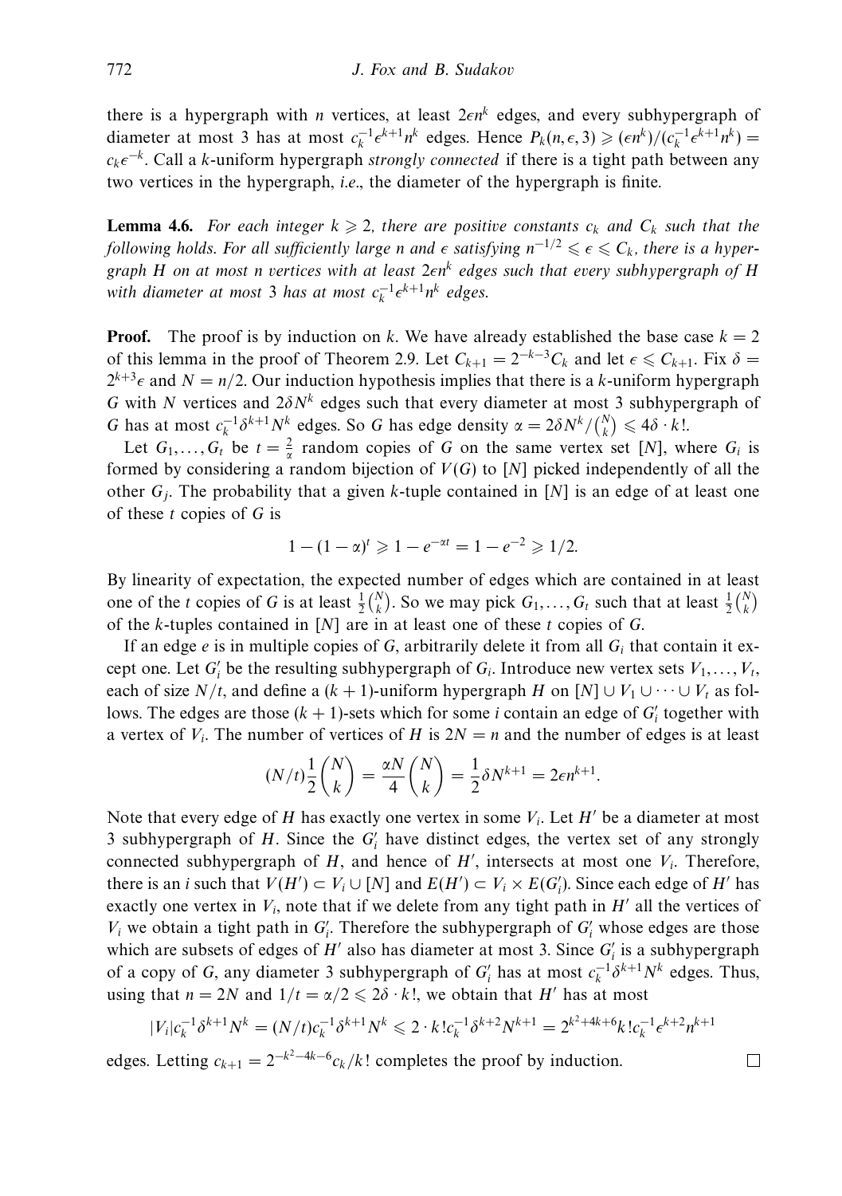there is a hypergraph with $n$ vertices, at least $2\epsilon n^k$ edges, and every subhypergraph of diameter at most 3 has at most $c_k^{-1}\epsilon^{k+1}n^k$ edges. Hence $P_k(n, \epsilon, 3) \geqslant (\epsilon n^k)/(c_k^{-1}\epsilon^{k+1}n^k) = c_k\epsilon^{-k}$. Call a $k$-uniform hypergraph *strongly connected* if there is a tight path between any two vertices in the hypergraph, *i.e.*, the diameter of the hypergraph is finite.

**Lemma 4.6.** *For each integer $k \geqslant 2$, there are positive constants $c_k$ and $C_k$ such that the following holds. For all sufficiently large $n$ and $\epsilon$ satisfying $n^{-1/2} \leqslant \epsilon \leqslant C_k$, there is a hypergraph $H$ on at most $n$ vertices with at least $2\epsilon n^k$ edges such that every subhypergraph of $H$ with diameter at most 3 has at most $c_k^{-1}\epsilon^{k+1}n^k$ edges.*

**Proof.** The proof is by induction on $k$. We have already established the base case $k = 2$ of this lemma in the proof of Theorem 2.9. Let $C_{k+1} = 2^{-k-3}C_k$ and let $\epsilon \leqslant C_{k+1}$. Fix $\delta = 2^{k+3}\epsilon$ and $N = n/2$. Our induction hypothesis implies that there is a $k$-uniform hypergraph $G$ with $N$ vertices and $2\delta N^k$ edges such that every diameter at most 3 subhypergraph of $G$ has at most $c_k^{-1}\delta^{k+1}N^k$ edges. So $G$ has edge density $\alpha = 2\delta N^k/\binom{N}{k} \leqslant 4\delta \cdot k!$.

Let $G_1, \dots, G_t$ be $t = \frac{2}{\alpha}$ random copies of $G$ on the same vertex set $[N]$, where $G_i$ is formed by considering a random bijection of $V(G)$ to $[N]$ picked independently of all the other $G_j$. The probability that a given $k$-tuple contained in $[N]$ is an edge of at least one of these $t$ copies of $G$ is

$$1 - (1-\alpha)^t \geqslant 1 - e^{-\alpha t} = 1 - e^{-2} \geqslant 1/2.$$

By linearity of expectation, the expected number of edges which are contained in at least one of the $t$ copies of $G$ is at least $\frac{1}{2}\binom{N}{k}$. So we may pick $G_1, \dots, G_t$ such that at least $\frac{1}{2}\binom{N}{k}$ of the $k$-tuples contained in $[N]$ are in at least one of these $t$ copies of $G$.

If an edge $e$ is in multiple copies of $G$, arbitrarily delete it from all $G_i$ that contain it except one. Let $G_i'$ be the resulting subhypergraph of $G_i$. Introduce new vertex sets $V_1, \dots, V_t$, each of size $N/t$, and define a $(k+1)$-uniform hypergraph $H$ on $[N] \cup V_1 \cup \dots \cup V_t$ as follows. The edges are those $(k+1)$-sets which for some $i$ contain an edge of $G_i'$ together with a vertex of $V_i$. The number of vertices of $H$ is $2N = n$ and the number of edges is at least

$$(N/t)\frac{1}{2}\binom{N}{k} = \frac{\alpha N}{4}\binom{N}{k} = \frac{1}{2}\delta N^{k+1} = 2\epsilon n^{k+1}.$$

Note that every edge of $H$ has exactly one vertex in some $V_i$. Let $H'$ be a diameter at most 3 subhypergraph of $H$. Since the $G_i'$ have distinct edges, the vertex set of any strongly connected subhypergraph of $H$, and hence of $H'$, intersects at most one $V_i$. Therefore, there is an $i$ such that $V(H') \subset V_i \cup [N]$ and $E(H') \subset V_i \times E(G_i')$. Since each edge of $H'$ has exactly one vertex in $V_i$, note that if we delete from any tight path in $H'$ all the vertices of $V_i$ we obtain a tight path in $G_i'$. Therefore the subhypergraph of $G_i'$ whose edges are those which are subsets of edges of $H'$ also has diameter at most 3. Since $G_i'$ is a subhypergraph of a copy of $G$, any diameter 3 subhypergraph of $G_i'$ has at most $c_k^{-1}\delta^{k+1}N^k$ edges. Thus, using that $n = 2N$ and $1/t = \alpha/2 \leqslant 2\delta \cdot k!$, we obtain that $H'$ has at most

$$|V_i|c_k^{-1}\delta^{k+1}N^k = (N/t)c_k^{-1}\delta^{k+1}N^k \leqslant 2 \cdot k! c_k^{-1}\delta^{k+2}N^{k+1} = 2^{k^2+4k+6}k! c_k^{-1}\epsilon^{k+2}n^{k+1}$$

edges. Letting $c_{k+1} = 2^{-k^2-4k-6}c_k/k!$ completes the proof by induction. □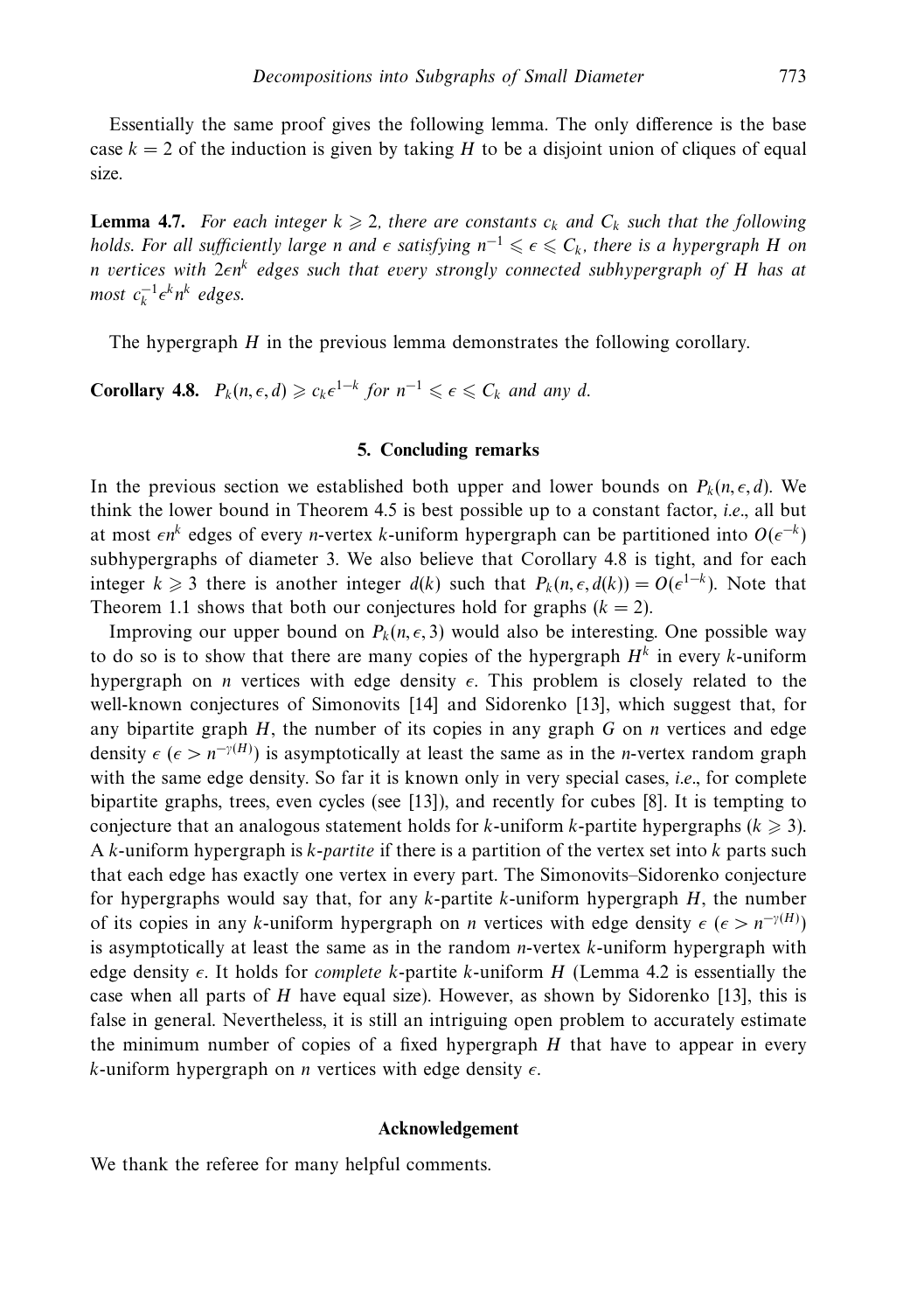Essentially the same proof gives the following lemma. The only difference is the base case $k = 2$ of the induction is given by taking $H$ to be a disjoint union of cliques of equal size.

**Lemma 4.7.** *For each integer $k \geqslant 2$, there are constants $c_k$ and $C_k$ such that the following holds. For all sufficiently large $n$ and $\epsilon$ satisfying $n^{-1} \leqslant \epsilon \leqslant C_k$, there is a hypergraph $H$ on $n$ vertices with $2\epsilon n^k$ edges such that every strongly connected subhypergraph of $H$ has at most $c_k^{-1}\epsilon^k n^k$ edges.*

The hypergraph $H$ in the previous lemma demonstrates the following corollary.

**Corollary 4.8.** $P_k(n, \epsilon, d) \geqslant c_k \epsilon^{1-k}$ *for* $n^{-1} \leqslant \epsilon \leqslant C_k$ *and any* $d$.

## 5. Concluding remarks

In the previous section we established both upper and lower bounds on $P_k(n, \epsilon, d)$. We think the lower bound in Theorem 4.5 is best possible up to a constant factor, *i.e.*, all but at most $\epsilon n^k$ edges of every $n$-vertex $k$-uniform hypergraph can be partitioned into $O(\epsilon^{-k})$ subhypergraphs of diameter 3. We also believe that Corollary 4.8 is tight, and for each integer $k \geqslant 3$ there is another integer $d(k)$ such that $P_k(n, \epsilon, d(k)) = O(\epsilon^{1-k})$. Note that Theorem 1.1 shows that both our conjectures hold for graphs ($k = 2$).

Improving our upper bound on $P_k(n, \epsilon, 3)$ would also be interesting. One possible way to do so is to show that there are many copies of the hypergraph $H^k$ in every $k$-uniform hypergraph on $n$ vertices with edge density $\epsilon$. This problem is closely related to the well-known conjectures of Simonovits [14] and Sidorenko [13], which suggest that, for any bipartite graph $H$, the number of its copies in any graph $G$ on $n$ vertices and edge density $\epsilon$ ($\epsilon > n^{-\gamma(H)}$) is asymptotically at least the same as in the $n$-vertex random graph with the same edge density. So far it is known only in very special cases, *i.e.*, for complete bipartite graphs, trees, even cycles (see [13]), and recently for cubes [8]. It is tempting to conjecture that an analogous statement holds for $k$-uniform $k$-partite hypergraphs ($k \geqslant 3$). A $k$-uniform hypergraph is *$k$-partite* if there is a partition of the vertex set into $k$ parts such that each edge has exactly one vertex in every part. The Simonovits–Sidorenko conjecture for hypergraphs would say that, for any $k$-partite $k$-uniform hypergraph $H$, the number of its copies in any $k$-uniform hypergraph on $n$ vertices with edge density $\epsilon$ ($\epsilon > n^{-\gamma(H)}$) is asymptotically at least the same as in the random $n$-vertex $k$-uniform hypergraph with edge density $\epsilon$. It holds for *complete* $k$-partite $k$-uniform $H$ (Lemma 4.2 is essentially the case when all parts of $H$ have equal size). However, as shown by Sidorenko [13], this is false in general. Nevertheless, it is still an intriguing open problem to accurately estimate the minimum number of copies of a fixed hypergraph $H$ that have to appear in every $k$-uniform hypergraph on $n$ vertices with edge density $\epsilon$.

## Acknowledgement

We thank the referee for many helpful comments.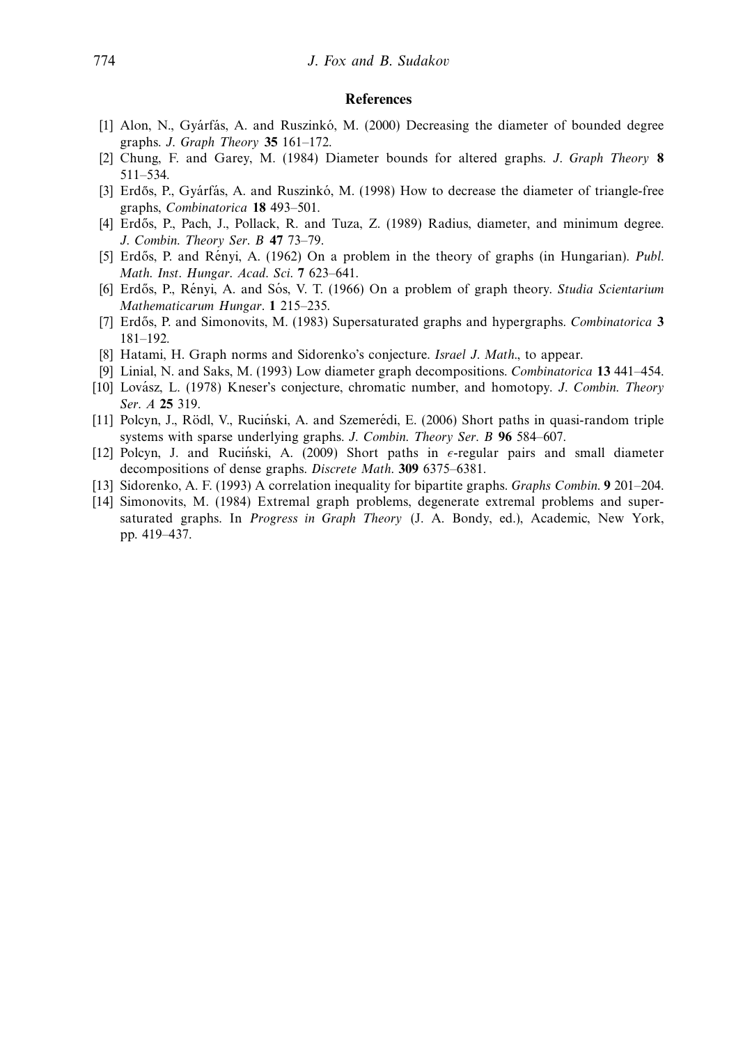## References

[1] Alon, N., Gyárfás, A. and Ruszinkó, M. (2000) Decreasing the diameter of bounded degree graphs. *J. Graph Theory* **35** 161–172.

[2] Chung, F. and Garey, M. (1984) Diameter bounds for altered graphs. *J. Graph Theory* **8** 511–534.

[3] Erdős, P., Gyárfás, A. and Ruszinkó, M. (1998) How to decrease the diameter of triangle-free graphs, *Combinatorica* **18** 493–501.

[4] Erdős, P., Pach, J., Pollack, R. and Tuza, Z. (1989) Radius, diameter, and minimum degree. *J. Combin. Theory Ser. B* **47** 73–79.

[5] Erdős, P. and Rényi, A. (1962) On a problem in the theory of graphs (in Hungarian). *Publ. Math. Inst. Hungar. Acad. Sci.* **7** 623–641.

[6] Erdős, P., Rényi, A. and Sós, V. T. (1966) On a problem of graph theory. *Studia Scientarium Mathematicarum Hungar.* **1** 215–235.

[7] Erdős, P. and Simonovits, M. (1983) Supersaturated graphs and hypergraphs. *Combinatorica* **3** 181–192.

[8] Hatami, H. Graph norms and Sidorenko's conjecture. *Israel J. Math.*, to appear.

[9] Linial, N. and Saks, M. (1993) Low diameter graph decompositions. *Combinatorica* **13** 441–454.

[10] Lovász, L. (1978) Kneser's conjecture, chromatic number, and homotopy. *J. Combin. Theory Ser. A* **25** 319.

[11] Polcyn, J., Rödl, V., Ruciński, A. and Szemerédi, E. (2006) Short paths in quasi-random triple systems with sparse underlying graphs. *J. Combin. Theory Ser. B* **96** 584–607.

[12] Polcyn, J. and Ruciński, A. (2009) Short paths in $\epsilon$-regular pairs and small diameter decompositions of dense graphs. *Discrete Math.* **309** 6375–6381.

[13] Sidorenko, A. F. (1993) A correlation inequality for bipartite graphs. *Graphs Combin.* **9** 201–204.

[14] Simonovits, M. (1984) Extremal graph problems, degenerate extremal problems and supersaturated graphs. In *Progress in Graph Theory* (J. A. Bondy, ed.), Academic, New York, pp. 419–437.